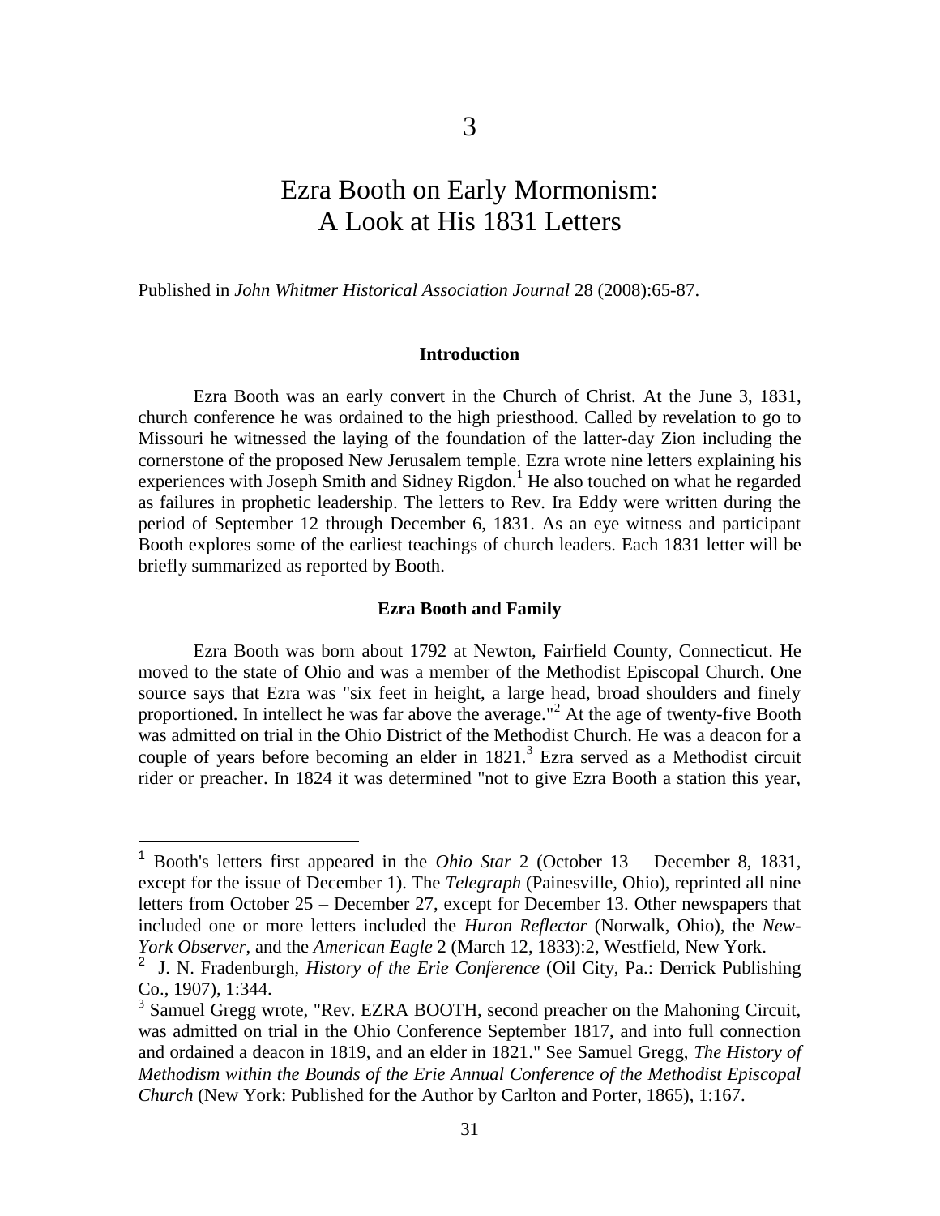# 3

# Ezra Booth on Early Mormonism: A Look at His 1831 Letters

Published in *John Whitmer Historical Association Journal* 28 (2008):65-87.

### Introduction

Ezra Booth was an early convert in the Church of Christ. At the June 3, 1831, church conference he was ordained to the high priesthood. Called by revelation to go to Missouri he witnessed the laying of the foundation of the latter-day Zion including the cornerstone of the proposed New Jerusalem temple. Ezra wrote nine letters explaining his experiences with Joseph Smith and Sidney Rigdon.[1] He also touched on what he regarded as failures in prophetic leadership. The letters to Rev. Ira Eddy were written during the period of September 12 through December 6, 1831. As an eye witness and participant Booth explores some of the earliest teachings of church leaders. Each 1831 letter will be briefly summarized as reported by Booth.

### Ezra Booth and Family

Ezra Booth was born about 1792 at Newton, Fairfield County, Connecticut. He moved to the state of Ohio and was a member of the Methodist Episcopal Church. One source says that Ezra was "six feet in height, a large head, broad shoulders and finely proportioned. In intellect he was far above the average."[2] At the age of twenty-five Booth was admitted on trial in the Ohio District of the Methodist Church. He was a deacon for a couple of years before becoming an elder in 1821.[3] Ezra served as a Methodist circuit rider or preacher. In 1824 it was determined "not to give Ezra Booth a station this year,

---

[1] Booth's letters first appeared in the *Ohio Star* 2 (October 13 – December 8, 1831, except for the issue of December 1). The *Telegraph* (Painesville, Ohio), reprinted all nine letters from October 25 – December 27, except for December 13. Other newspapers that included one or more letters included the *Huron Reflector* (Norwalk, Ohio), the *New-York Observer*, and the *American Eagle* 2 (March 12, 1833):2, Westfield, New York.

[2] J. N. Fradenburgh, *History of the Erie Conference* (Oil City, Pa.: Derrick Publishing Co., 1907), 1:344.

[3] Samuel Gregg wrote, "Rev. EZRA BOOTH, second preacher on the Mahoning Circuit, was admitted on trial in the Ohio Conference September 1817, and into full connection and ordained a deacon in 1819, and an elder in 1821." See Samuel Gregg, *The History of Methodism within the Bounds of the Erie Annual Conference of the Methodist Episcopal Church* (New York: Published for the Author by Carlton and Porter, 1865), 1:167.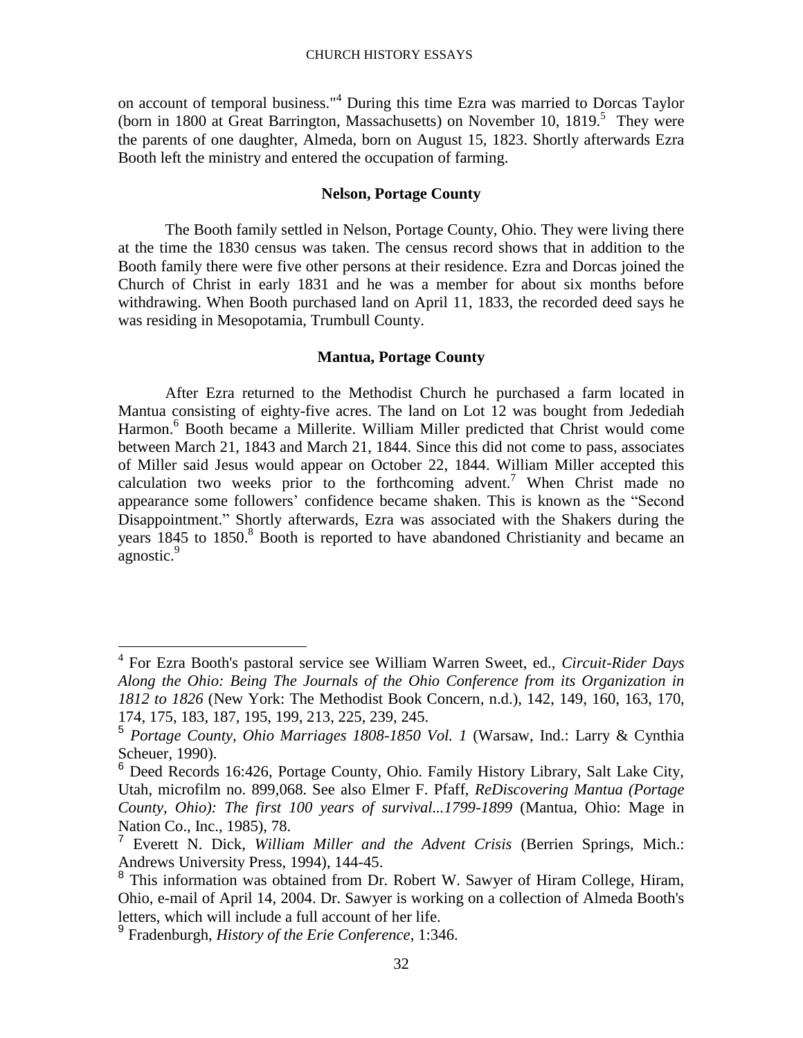on account of temporal business."[4] During this time Ezra was married to Dorcas Taylor (born in 1800 at Great Barrington, Massachusetts) on November 10, 1819.[5] They were the parents of one daughter, Almeda, born on August 15, 1823. Shortly afterwards Ezra Booth left the ministry and entered the occupation of farming.

### Nelson, Portage County

The Booth family settled in Nelson, Portage County, Ohio. They were living there at the time the 1830 census was taken. The census record shows that in addition to the Booth family there were five other persons at their residence. Ezra and Dorcas joined the Church of Christ in early 1831 and he was a member for about six months before withdrawing. When Booth purchased land on April 11, 1833, the recorded deed says he was residing in Mesopotamia, Trumbull County.

### Mantua, Portage County

After Ezra returned to the Methodist Church he purchased a farm located in Mantua consisting of eighty-five acres. The land on Lot 12 was bought from Jedediah Harmon.[6] Booth became a Millerite. William Miller predicted that Christ would come between March 21, 1843 and March 21, 1844. Since this did not come to pass, associates of Miller said Jesus would appear on October 22, 1844. William Miller accepted this calculation two weeks prior to the forthcoming advent.[7] When Christ made no appearance some followers' confidence became shaken. This is known as the "Second Disappointment." Shortly afterwards, Ezra was associated with the Shakers during the years 1845 to 1850.[8] Booth is reported to have abandoned Christianity and became an agnostic.[9]

---

[4] For Ezra Booth's pastoral service see William Warren Sweet, ed., *Circuit-Rider Days Along the Ohio: Being The Journals of the Ohio Conference from its Organization in 1812 to 1826* (New York: The Methodist Book Concern, n.d.), 142, 149, 160, 163, 170, 174, 175, 183, 187, 195, 199, 213, 225, 239, 245.

[5] *Portage County, Ohio Marriages 1808-1850 Vol. 1* (Warsaw, Ind.: Larry & Cynthia Scheuer, 1990).

[6] Deed Records 16:426, Portage County, Ohio. Family History Library, Salt Lake City, Utah, microfilm no. 899,068. See also Elmer F. Pfaff, *ReDiscovering Mantua (Portage County, Ohio): The first 100 years of survival...1799-1899* (Mantua, Ohio: Mage in Nation Co., Inc., 1985), 78.

[7] Everett N. Dick, *William Miller and the Advent Crisis* (Berrien Springs, Mich.: Andrews University Press, 1994), 144-45.

[8] This information was obtained from Dr. Robert W. Sawyer of Hiram College, Hiram, Ohio, e-mail of April 14, 2004. Dr. Sawyer is working on a collection of Almeda Booth's letters, which will include a full account of her life.

[9] Fradenburgh, *History of the Erie Conference*, 1:346.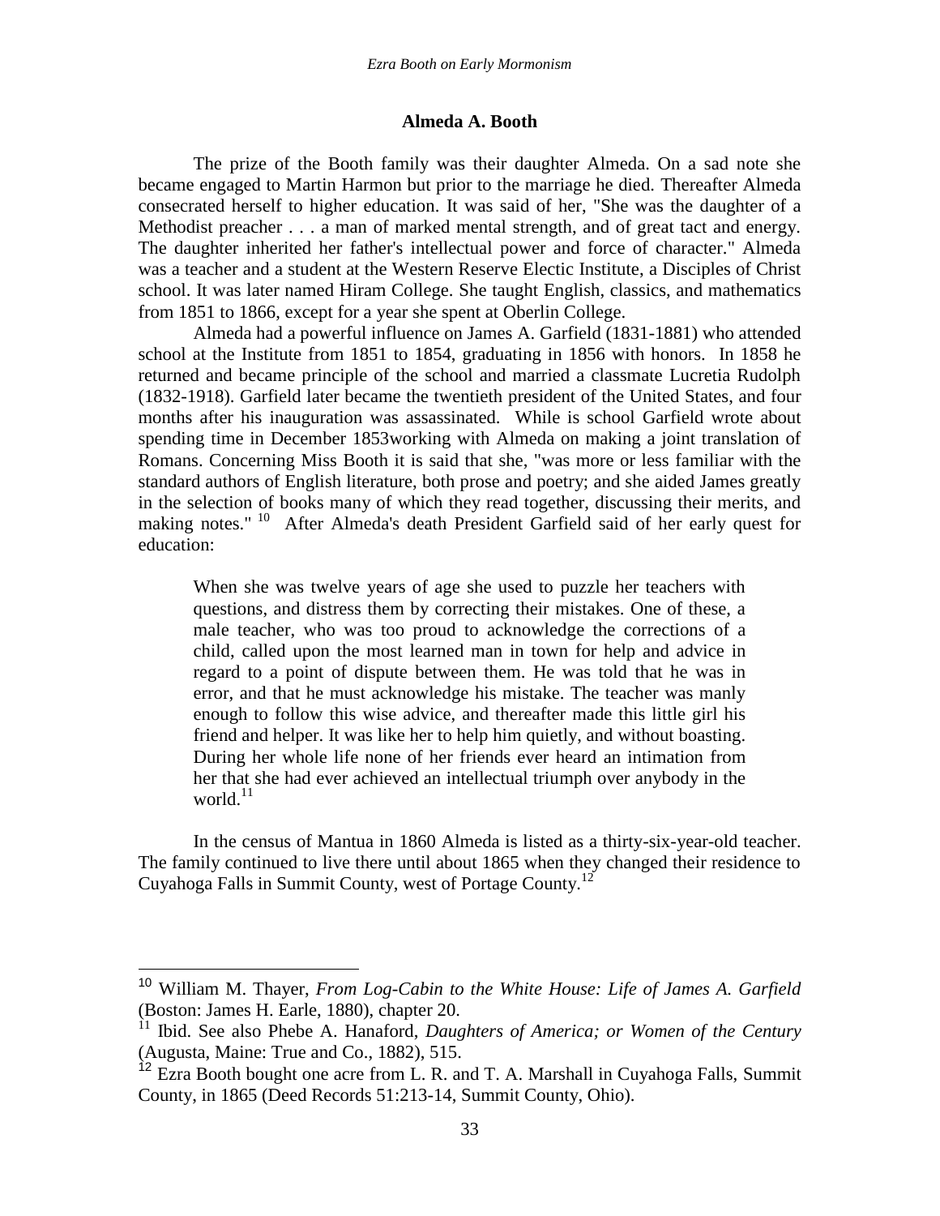## Almeda A. Booth

The prize of the Booth family was their daughter Almeda. On a sad note she became engaged to Martin Harmon but prior to the marriage he died. Thereafter Almeda consecrated herself to higher education. It was said of her, "She was the daughter of a Methodist preacher . . . a man of marked mental strength, and of great tact and energy. The daughter inherited her father's intellectual power and force of character." Almeda was a teacher and a student at the Western Reserve Electic Institute, a Disciples of Christ school. It was later named Hiram College. She taught English, classics, and mathematics from 1851 to 1866, except for a year she spent at Oberlin College.

Almeda had a powerful influence on James A. Garfield (1831-1881) who attended school at the Institute from 1851 to 1854, graduating in 1856 with honors. In 1858 he returned and became principle of the school and married a classmate Lucretia Rudolph (1832-1918). Garfield later became the twentieth president of the United States, and four months after his inauguration was assassinated. While is school Garfield wrote about spending time in December 1853working with Almeda on making a joint translation of Romans. Concerning Miss Booth it is said that she, "was more or less familiar with the standard authors of English literature, both prose and poetry; and she aided James greatly in the selection of books many of which they read together, discussing their merits, and making notes." [10] After Almeda's death President Garfield said of her early quest for education:

> When she was twelve years of age she used to puzzle her teachers with questions, and distress them by correcting their mistakes. One of these, a male teacher, who was too proud to acknowledge the corrections of a child, called upon the most learned man in town for help and advice in regard to a point of dispute between them. He was told that he was in error, and that he must acknowledge his mistake. The teacher was manly enough to follow this wise advice, and thereafter made this little girl his friend and helper. It was like her to help him quietly, and without boasting. During her whole life none of her friends ever heard an intimation from her that she had ever achieved an intellectual triumph over anybody in the world.[11]

In the census of Mantua in 1860 Almeda is listed as a thirty-six-year-old teacher. The family continued to live there until about 1865 when they changed their residence to Cuyahoga Falls in Summit County, west of Portage County.[12]

---

[10] William M. Thayer, *From Log-Cabin to the White House: Life of James A. Garfield* (Boston: James H. Earle, 1880), chapter 20.

[11] Ibid. See also Phebe A. Hanaford, *Daughters of America; or Women of the Century* (Augusta, Maine: True and Co., 1882), 515.

[12] Ezra Booth bought one acre from L. R. and T. A. Marshall in Cuyahoga Falls, Summit County, in 1865 (Deed Records 51:213-14, Summit County, Ohio).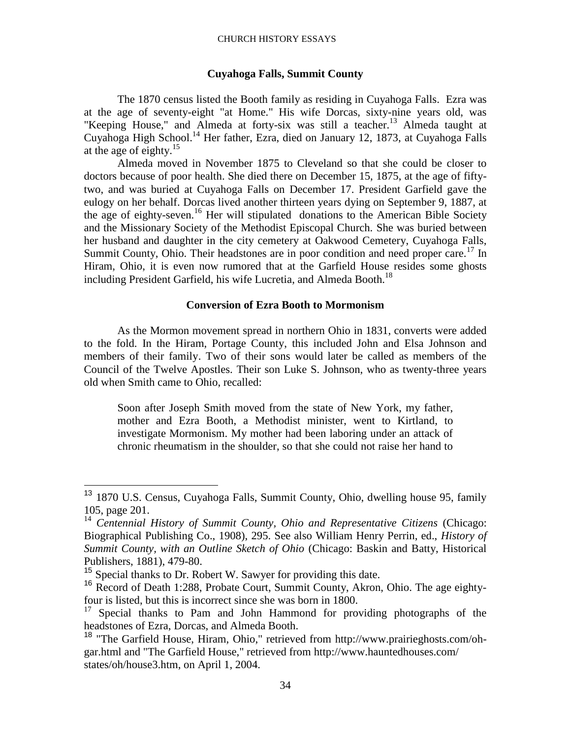## Cuyahoga Falls, Summit County

The 1870 census listed the Booth family as residing in Cuyahoga Falls. Ezra was at the age of seventy-eight "at Home." His wife Dorcas, sixty-nine years old, was "Keeping House," and Almeda at forty-six was still a teacher.[13] Almeda taught at Cuyahoga High School.[14] Her father, Ezra, died on January 12, 1873, at Cuyahoga Falls at the age of eighty.[15]

Almeda moved in November 1875 to Cleveland so that she could be closer to doctors because of poor health. She died there on December 15, 1875, at the age of fifty-two, and was buried at Cuyahoga Falls on December 17. President Garfield gave the eulogy on her behalf. Dorcas lived another thirteen years dying on September 9, 1887, at the age of eighty-seven.[16] Her will stipulated donations to the American Bible Society and the Missionary Society of the Methodist Episcopal Church. She was buried between her husband and daughter in the city cemetery at Oakwood Cemetery, Cuyahoga Falls, Summit County, Ohio. Their headstones are in poor condition and need proper care.[17] In Hiram, Ohio, it is even now rumored that at the Garfield House resides some ghosts including President Garfield, his wife Lucretia, and Almeda Booth.[18]

## Conversion of Ezra Booth to Mormonism

As the Mormon movement spread in northern Ohio in 1831, converts were added to the fold. In the Hiram, Portage County, this included John and Elsa Johnson and members of their family. Two of their sons would later be called as members of the Council of the Twelve Apostles. Their son Luke S. Johnson, who as twenty-three years old when Smith came to Ohio, recalled:

> Soon after Joseph Smith moved from the state of New York, my father, mother and Ezra Booth, a Methodist minister, went to Kirtland, to investigate Mormonism. My mother had been laboring under an attack of chronic rheumatism in the shoulder, so that she could not raise her hand to

---

[13] 1870 U.S. Census, Cuyahoga Falls, Summit County, Ohio, dwelling house 95, family 105, page 201.

[14] *Centennial History of Summit County, Ohio and Representative Citizens* (Chicago: Biographical Publishing Co., 1908), 295. See also William Henry Perrin, ed., *History of Summit County, with an Outline Sketch of Ohio* (Chicago: Baskin and Batty, Historical Publishers, 1881), 479-80.

[15] Special thanks to Dr. Robert W. Sawyer for providing this date.

[16] Record of Death 1:288, Probate Court, Summit County, Akron, Ohio. The age eighty-four is listed, but this is incorrect since she was born in 1800.

[17] Special thanks to Pam and John Hammond for providing photographs of the headstones of Ezra, Dorcas, and Almeda Booth.

[18] "The Garfield House, Hiram, Ohio," retrieved from http://www.prairieghosts.com/oh-gar.html and "The Garfield House," retrieved from http://www.hauntedhouses.com/states/oh/house3.htm, on April 1, 2004.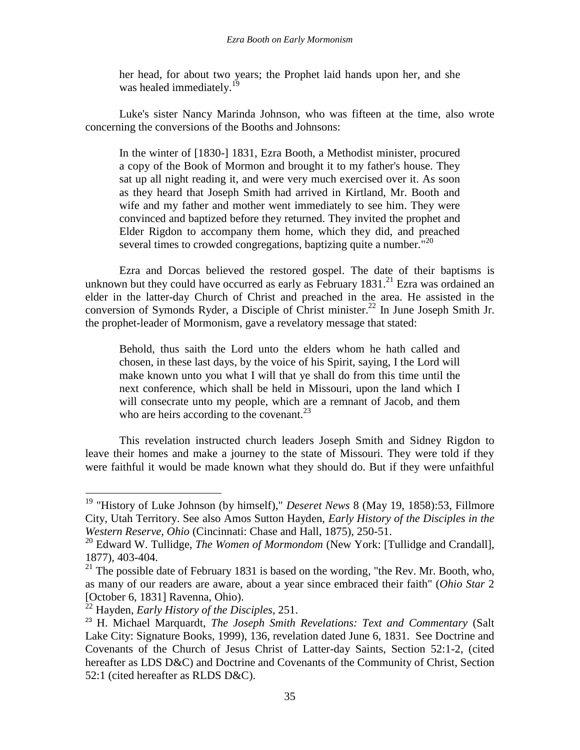> her head, for about two years; the Prophet laid hands upon her, and she was healed immediately.[19]

Luke's sister Nancy Marinda Johnson, who was fifteen at the time, also wrote concerning the conversions of the Booths and Johnsons:

> In the winter of [1830-] 1831, Ezra Booth, a Methodist minister, procured a copy of the Book of Mormon and brought it to my father's house. They sat up all night reading it, and were very much exercised over it. As soon as they heard that Joseph Smith had arrived in Kirtland, Mr. Booth and wife and my father and mother went immediately to see him. They were convinced and baptized before they returned. They invited the prophet and Elder Rigdon to accompany them home, which they did, and preached several times to crowded congregations, baptizing quite a number."[20]

Ezra and Dorcas believed the restored gospel. The date of their baptisms is unknown but they could have occurred as early as February 1831.[21] Ezra was ordained an elder in the latter-day Church of Christ and preached in the area. He assisted in the conversion of Symonds Ryder, a Disciple of Christ minister.[22] In June Joseph Smith Jr. the prophet-leader of Mormonism, gave a revelatory message that stated:

> Behold, thus saith the Lord unto the elders whom he hath called and chosen, in these last days, by the voice of his Spirit, saying, I the Lord will make known unto you what I will that ye shall do from this time until the next conference, which shall be held in Missouri, upon the land which I will consecrate unto my people, which are a remnant of Jacob, and them who are heirs according to the covenant.[23]

This revelation instructed church leaders Joseph Smith and Sidney Rigdon to leave their homes and make a journey to the state of Missouri. They were told if they were faithful it would be made known what they should do. But if they were unfaithful

---

[19] "History of Luke Johnson (by himself)," *Deseret News* 8 (May 19, 1858):53, Fillmore City, Utah Territory. See also Amos Sutton Hayden, *Early History of the Disciples in the Western Reserve, Ohio* (Cincinnati: Chase and Hall, 1875), 250-51.

[20] Edward W. Tullidge, *The Women of Mormondom* (New York: [Tullidge and Crandall], 1877), 403-404.

[21] The possible date of February 1831 is based on the wording, "the Rev. Mr. Booth, who, as many of our readers are aware, about a year since embraced their faith" (*Ohio Star* 2 [October 6, 1831] Ravenna, Ohio).

[22] Hayden, *Early History of the Disciples*, 251.

[23] H. Michael Marquardt, *The Joseph Smith Revelations: Text and Commentary* (Salt Lake City: Signature Books, 1999), 136, revelation dated June 6, 1831. See Doctrine and Covenants of the Church of Jesus Christ of Latter-day Saints, Section 52:1-2, (cited hereafter as LDS D&C) and Doctrine and Covenants of the Community of Christ, Section 52:1 (cited hereafter as RLDS D&C).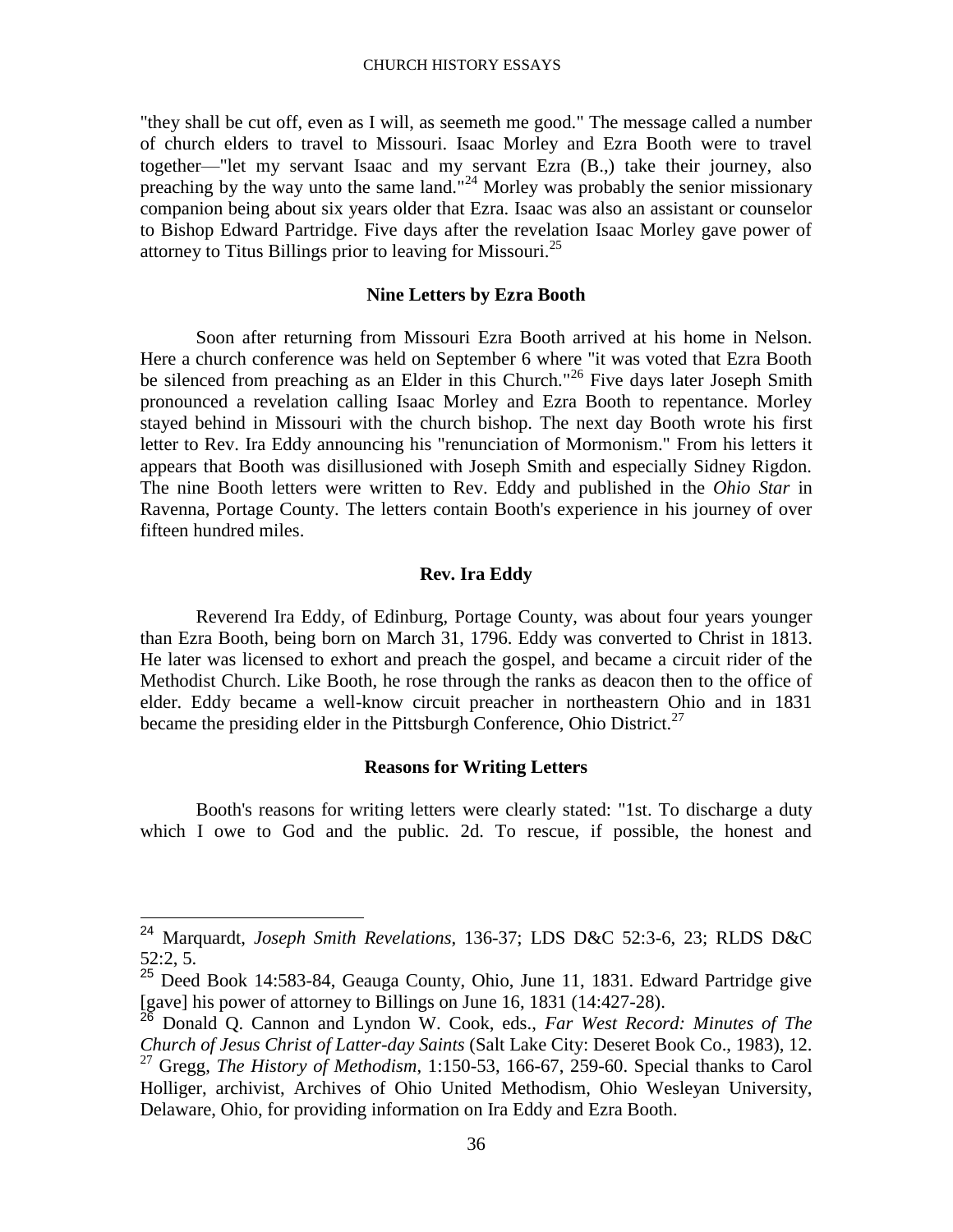"they shall be cut off, even as I will, as seemeth me good." The message called a number of church elders to travel to Missouri. Isaac Morley and Ezra Booth were to travel together—"let my servant Isaac and my servant Ezra (B.,) take their journey, also preaching by the way unto the same land."[24] Morley was probably the senior missionary companion being about six years older that Ezra. Isaac was also an assistant or counselor to Bishop Edward Partridge. Five days after the revelation Isaac Morley gave power of attorney to Titus Billings prior to leaving for Missouri.[25]

### Nine Letters by Ezra Booth

Soon after returning from Missouri Ezra Booth arrived at his home in Nelson. Here a church conference was held on September 6 where "it was voted that Ezra Booth be silenced from preaching as an Elder in this Church."[26] Five days later Joseph Smith pronounced a revelation calling Isaac Morley and Ezra Booth to repentance. Morley stayed behind in Missouri with the church bishop. The next day Booth wrote his first letter to Rev. Ira Eddy announcing his "renunciation of Mormonism." From his letters it appears that Booth was disillusioned with Joseph Smith and especially Sidney Rigdon. The nine Booth letters were written to Rev. Eddy and published in the *Ohio Star* in Ravenna, Portage County. The letters contain Booth's experience in his journey of over fifteen hundred miles.

### Rev. Ira Eddy

Reverend Ira Eddy, of Edinburg, Portage County, was about four years younger than Ezra Booth, being born on March 31, 1796. Eddy was converted to Christ in 1813. He later was licensed to exhort and preach the gospel, and became a circuit rider of the Methodist Church. Like Booth, he rose through the ranks as deacon then to the office of elder. Eddy became a well-know circuit preacher in northeastern Ohio and in 1831 became the presiding elder in the Pittsburgh Conference, Ohio District.[27]

### Reasons for Writing Letters

Booth's reasons for writing letters were clearly stated: "1st. To discharge a duty which I owe to God and the public. 2d. To rescue, if possible, the honest and

---

[24] Marquardt, *Joseph Smith Revelations*, 136-37; LDS D&C 52:3-6, 23; RLDS D&C 52:2, 5.

[25] Deed Book 14:583-84, Geauga County, Ohio, June 11, 1831. Edward Partridge give [gave] his power of attorney to Billings on June 16, 1831 (14:427-28).

[26] Donald Q. Cannon and Lyndon W. Cook, eds., *Far West Record: Minutes of The Church of Jesus Christ of Latter-day Saints* (Salt Lake City: Deseret Book Co., 1983), 12.

[27] Gregg, *The History of Methodism*, 1:150-53, 166-67, 259-60. Special thanks to Carol Holliger, archivist, Archives of Ohio United Methodism, Ohio Wesleyan University, Delaware, Ohio, for providing information on Ira Eddy and Ezra Booth.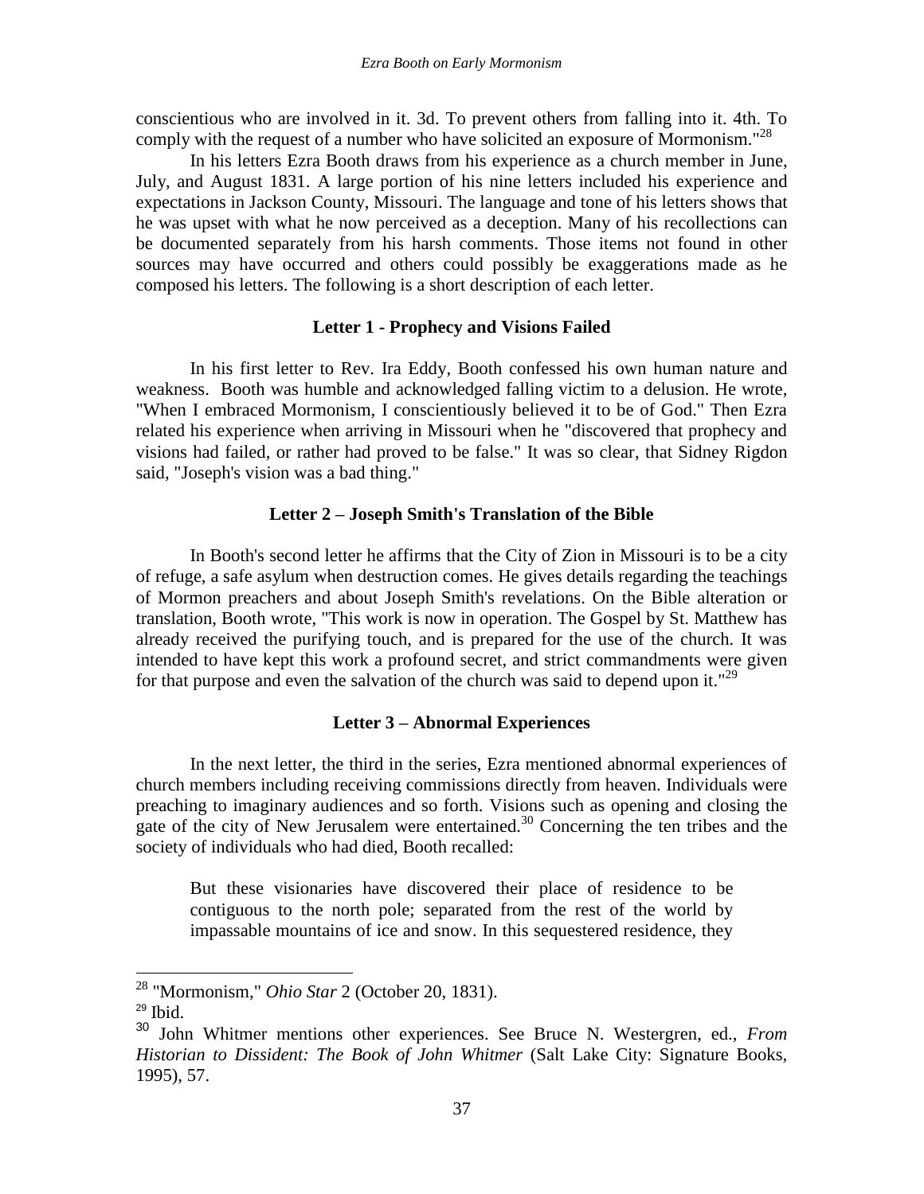conscientious who are involved in it. 3d. To prevent others from falling into it. 4th. To comply with the request of a number who have solicited an exposure of Mormonism."[28]

In his letters Ezra Booth draws from his experience as a church member in June, July, and August 1831. A large portion of his nine letters included his experience and expectations in Jackson County, Missouri. The language and tone of his letters shows that he was upset with what he now perceived as a deception. Many of his recollections can be documented separately from his harsh comments. Those items not found in other sources may have occurred and others could possibly be exaggerations made as he composed his letters. The following is a short description of each letter.

### Letter 1 - Prophecy and Visions Failed

In his first letter to Rev. Ira Eddy, Booth confessed his own human nature and weakness. Booth was humble and acknowledged falling victim to a delusion. He wrote, "When I embraced Mormonism, I conscientiously believed it to be of God." Then Ezra related his experience when arriving in Missouri when he "discovered that prophecy and visions had failed, or rather had proved to be false." It was so clear, that Sidney Rigdon said, "Joseph's vision was a bad thing."

### Letter 2 – Joseph Smith's Translation of the Bible

In Booth's second letter he affirms that the City of Zion in Missouri is to be a city of refuge, a safe asylum when destruction comes. He gives details regarding the teachings of Mormon preachers and about Joseph Smith's revelations. On the Bible alteration or translation, Booth wrote, "This work is now in operation. The Gospel by St. Matthew has already received the purifying touch, and is prepared for the use of the church. It was intended to have kept this work a profound secret, and strict commandments were given for that purpose and even the salvation of the church was said to depend upon it."[29]

### Letter 3 – Abnormal Experiences

In the next letter, the third in the series, Ezra mentioned abnormal experiences of church members including receiving commissions directly from heaven. Individuals were preaching to imaginary audiences and so forth. Visions such as opening and closing the gate of the city of New Jerusalem were entertained.[30] Concerning the ten tribes and the society of individuals who had died, Booth recalled:

> But these visionaries have discovered their place of residence to be contiguous to the north pole; separated from the rest of the world by impassable mountains of ice and snow. In this sequestered residence, they

---

[28] "Mormonism," *Ohio Star* 2 (October 20, 1831).

[29] Ibid.

[30] John Whitmer mentions other experiences. See Bruce N. Westergren, ed., *From Historian to Dissident: The Book of John Whitmer* (Salt Lake City: Signature Books, 1995), 57.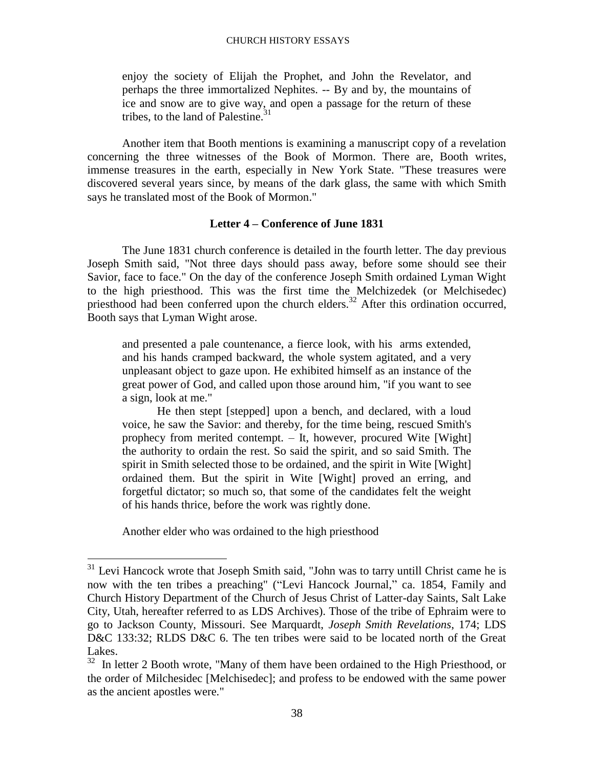> enjoy the society of Elijah the Prophet, and John the Revelator, and perhaps the three immortalized Nephites. -- By and by, the mountains of ice and snow are to give way, and open a passage for the return of these tribes, to the land of Palestine.[31]

Another item that Booth mentions is examining a manuscript copy of a revelation concerning the three witnesses of the Book of Mormon. There are, Booth writes, immense treasures in the earth, especially in New York State. "These treasures were discovered several years since, by means of the dark glass, the same with which Smith says he translated most of the Book of Mormon."

### Letter 4 – Conference of June 1831

The June 1831 church conference is detailed in the fourth letter. The day previous Joseph Smith said, "Not three days should pass away, before some should see their Savior, face to face." On the day of the conference Joseph Smith ordained Lyman Wight to the high priesthood. This was the first time the Melchizedek (or Melchisedec) priesthood had been conferred upon the church elders.[32] After this ordination occurred, Booth says that Lyman Wight arose.

> and presented a pale countenance, a fierce look, with his arms extended, and his hands cramped backward, the whole system agitated, and a very unpleasant object to gaze upon. He exhibited himself as an instance of the great power of God, and called upon those around him, "if you want to see a sign, look at me."
>
> He then stept [stepped] upon a bench, and declared, with a loud voice, he saw the Savior: and thereby, for the time being, rescued Smith's prophecy from merited contempt. – It, however, procured Wite [Wight] the authority to ordain the rest. So said the spirit, and so said Smith. The spirit in Smith selected those to be ordained, and the spirit in Wite [Wight] ordained them. But the spirit in Wite [Wight] proved an erring, and forgetful dictator; so much so, that some of the candidates felt the weight of his hands thrice, before the work was rightly done.

Another elder who was ordained to the high priesthood

---

[31] Levi Hancock wrote that Joseph Smith said, "John was to tarry untill Christ came he is now with the ten tribes a preaching" ("Levi Hancock Journal," ca. 1854, Family and Church History Department of the Church of Jesus Christ of Latter-day Saints, Salt Lake City, Utah, hereafter referred to as LDS Archives). Those of the tribe of Ephraim were to go to Jackson County, Missouri. See Marquardt, *Joseph Smith Revelations*, 174; LDS D&C 133:32; RLDS D&C 6. The ten tribes were said to be located north of the Great Lakes.

[32] In letter 2 Booth wrote, "Many of them have been ordained to the High Priesthood, or the order of Milchesidec [Melchisedec]; and profess to be endowed with the same power as the ancient apostles were."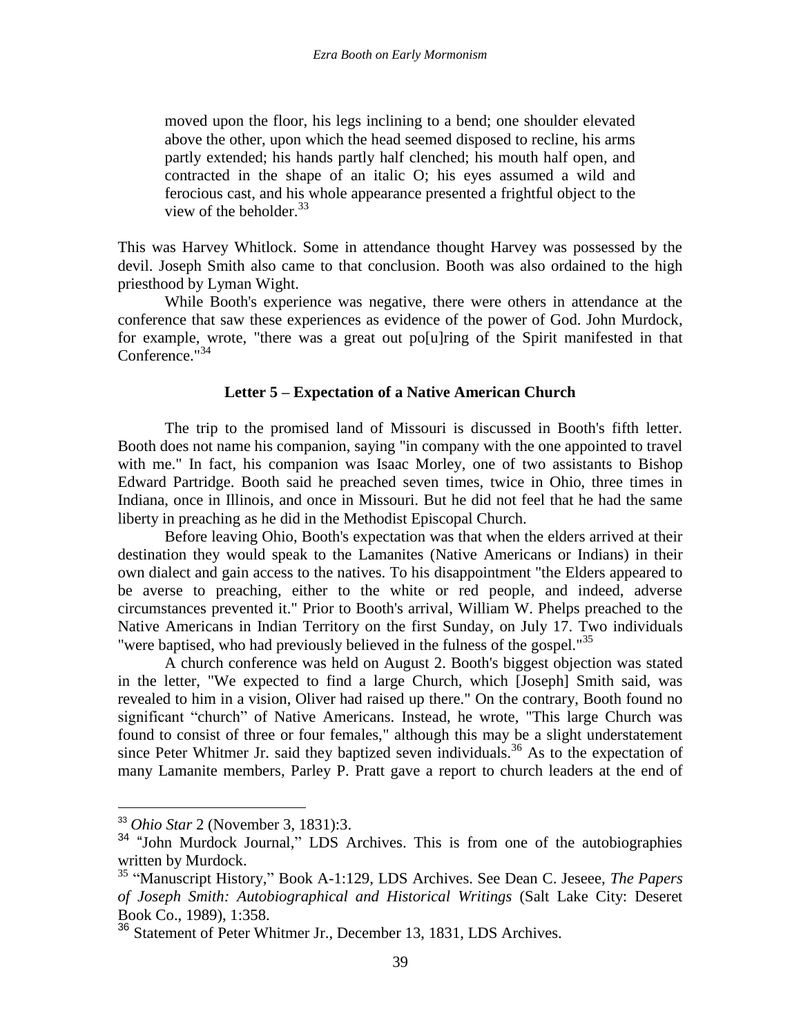> moved upon the floor, his legs inclining to a bend; one shoulder elevated above the other, upon which the head seemed disposed to recline, his arms partly extended; his hands partly half clenched; his mouth half open, and contracted in the shape of an italic O; his eyes assumed a wild and ferocious cast, and his whole appearance presented a frightful object to the view of the beholder.[33]

This was Harvey Whitlock. Some in attendance thought Harvey was possessed by the devil. Joseph Smith also came to that conclusion. Booth was also ordained to the high priesthood by Lyman Wight.

While Booth's experience was negative, there were others in attendance at the conference that saw these experiences as evidence of the power of God. John Murdock, for example, wrote, "there was a great out po[u]ring of the Spirit manifested in that Conference."[34]

### Letter 5 – Expectation of a Native American Church

The trip to the promised land of Missouri is discussed in Booth's fifth letter. Booth does not name his companion, saying "in company with the one appointed to travel with me." In fact, his companion was Isaac Morley, one of two assistants to Bishop Edward Partridge. Booth said he preached seven times, twice in Ohio, three times in Indiana, once in Illinois, and once in Missouri. But he did not feel that he had the same liberty in preaching as he did in the Methodist Episcopal Church.

Before leaving Ohio, Booth's expectation was that when the elders arrived at their destination they would speak to the Lamanites (Native Americans or Indians) in their own dialect and gain access to the natives. To his disappointment "the Elders appeared to be averse to preaching, either to the white or red people, and indeed, adverse circumstances prevented it." Prior to Booth's arrival, William W. Phelps preached to the Native Americans in Indian Territory on the first Sunday, on July 17. Two individuals "were baptised, who had previously believed in the fulness of the gospel."[35]

A church conference was held on August 2. Booth's biggest objection was stated in the letter, "We expected to find a large Church, which [Joseph] Smith said, was revealed to him in a vision, Oliver had raised up there." On the contrary, Booth found no significant "church" of Native Americans. Instead, he wrote, "This large Church was found to consist of three or four females," although this may be a slight understatement since Peter Whitmer Jr. said they baptized seven individuals.[36] As to the expectation of many Lamanite members, Parley P. Pratt gave a report to church leaders at the end of

---

[33] *Ohio Star* 2 (November 3, 1831):3.

[34] "John Murdock Journal," LDS Archives. This is from one of the autobiographies written by Murdock.

[35] "Manuscript History," Book A-1:129, LDS Archives. See Dean C. Jeseee, *The Papers of Joseph Smith: Autobiographical and Historical Writings* (Salt Lake City: Deseret Book Co., 1989), 1:358.

[36] Statement of Peter Whitmer Jr., December 13, 1831, LDS Archives.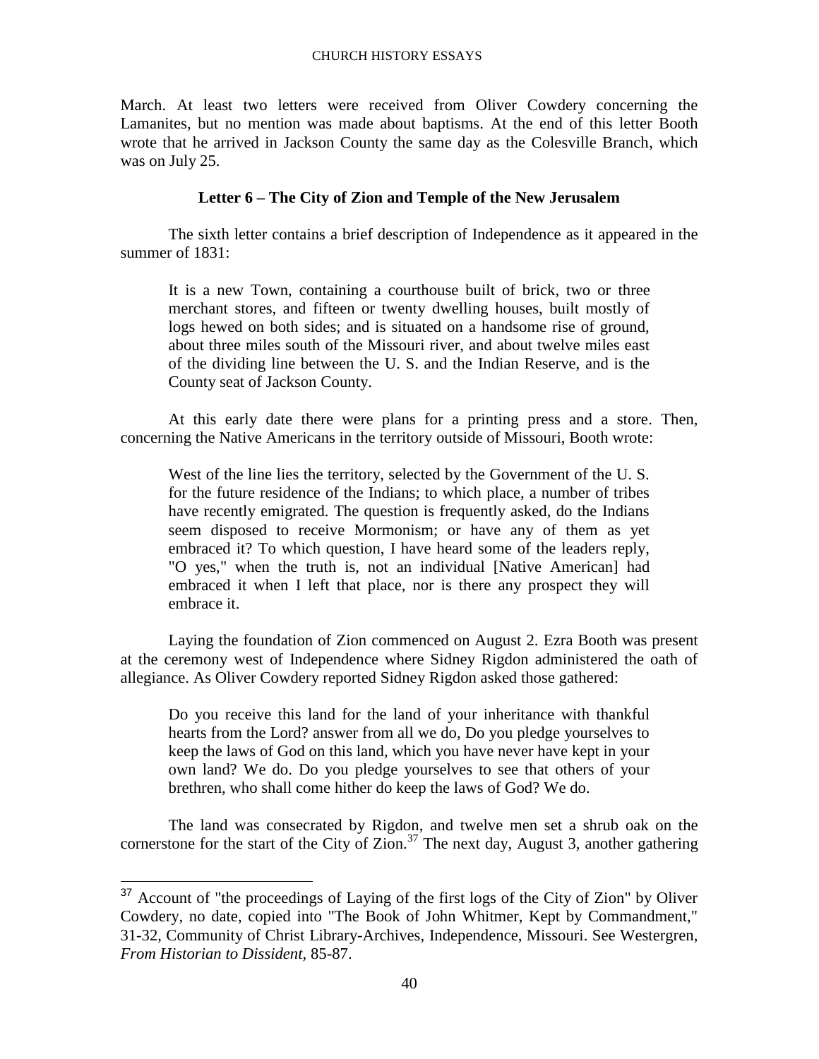March. At least two letters were received from Oliver Cowdery concerning the Lamanites, but no mention was made about baptisms. At the end of this letter Booth wrote that he arrived in Jackson County the same day as the Colesville Branch, which was on July 25.

### Letter 6 – The City of Zion and Temple of the New Jerusalem

The sixth letter contains a brief description of Independence as it appeared in the summer of 1831:

> It is a new Town, containing a courthouse built of brick, two or three merchant stores, and fifteen or twenty dwelling houses, built mostly of logs hewed on both sides; and is situated on a handsome rise of ground, about three miles south of the Missouri river, and about twelve miles east of the dividing line between the U. S. and the Indian Reserve, and is the County seat of Jackson County.

At this early date there were plans for a printing press and a store. Then, concerning the Native Americans in the territory outside of Missouri, Booth wrote:

> West of the line lies the territory, selected by the Government of the U. S. for the future residence of the Indians; to which place, a number of tribes have recently emigrated. The question is frequently asked, do the Indians seem disposed to receive Mormonism; or have any of them as yet embraced it? To which question, I have heard some of the leaders reply, "O yes," when the truth is, not an individual [Native American] had embraced it when I left that place, nor is there any prospect they will embrace it.

Laying the foundation of Zion commenced on August 2. Ezra Booth was present at the ceremony west of Independence where Sidney Rigdon administered the oath of allegiance. As Oliver Cowdery reported Sidney Rigdon asked those gathered:

> Do you receive this land for the land of your inheritance with thankful hearts from the Lord? answer from all we do, Do you pledge yourselves to keep the laws of God on this land, which you have never have kept in your own land? We do. Do you pledge yourselves to see that others of your brethren, who shall come hither do keep the laws of God? We do.

The land was consecrated by Rigdon, and twelve men set a shrub oak on the cornerstone for the start of the City of Zion.[37] The next day, August 3, another gathering

---

[37] Account of "the proceedings of Laying of the first logs of the City of Zion" by Oliver Cowdery, no date, copied into "The Book of John Whitmer, Kept by Commandment," 31-32, Community of Christ Library-Archives, Independence, Missouri. See Westergren, *From Historian to Dissident*, 85-87.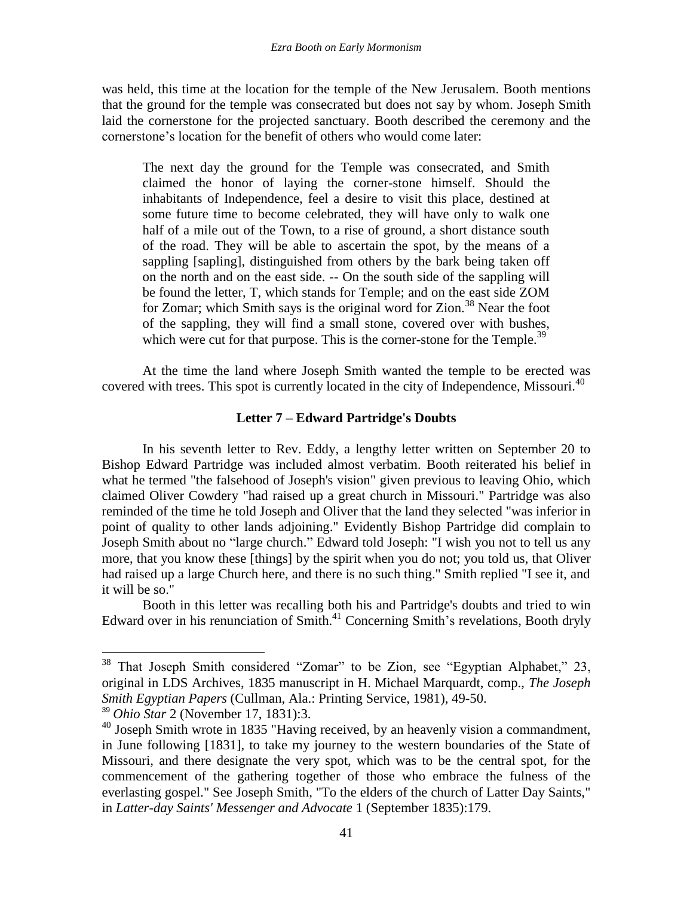was held, this time at the location for the temple of the New Jerusalem. Booth mentions that the ground for the temple was consecrated but does not say by whom. Joseph Smith laid the cornerstone for the projected sanctuary. Booth described the ceremony and the cornerstone's location for the benefit of others who would come later:

> The next day the ground for the Temple was consecrated, and Smith claimed the honor of laying the corner-stone himself. Should the inhabitants of Independence, feel a desire to visit this place, destined at some future time to become celebrated, they will have only to walk one half of a mile out of the Town, to a rise of ground, a short distance south of the road. They will be able to ascertain the spot, by the means of a sappling [sapling], distinguished from others by the bark being taken off on the north and on the east side. -- On the south side of the sappling will be found the letter, T, which stands for Temple; and on the east side ZOM for Zomar; which Smith says is the original word for Zion.[38] Near the foot of the sappling, they will find a small stone, covered over with bushes, which were cut for that purpose. This is the corner-stone for the Temple.[39]

At the time the land where Joseph Smith wanted the temple to be erected was covered with trees. This spot is currently located in the city of Independence, Missouri.[40]

### Letter 7 – Edward Partridge's Doubts

In his seventh letter to Rev. Eddy, a lengthy letter written on September 20 to Bishop Edward Partridge was included almost verbatim. Booth reiterated his belief in what he termed "the falsehood of Joseph's vision" given previous to leaving Ohio, which claimed Oliver Cowdery "had raised up a great church in Missouri." Partridge was also reminded of the time he told Joseph and Oliver that the land they selected "was inferior in point of quality to other lands adjoining." Evidently Bishop Partridge did complain to Joseph Smith about no "large church." Edward told Joseph: "I wish you not to tell us any more, that you know these [things] by the spirit when you do not; you told us, that Oliver had raised up a large Church here, and there is no such thing." Smith replied "I see it, and it will be so."

Booth in this letter was recalling both his and Partridge's doubts and tried to win Edward over in his renunciation of Smith.[41] Concerning Smith's revelations, Booth dryly

---

[38] That Joseph Smith considered "Zomar" to be Zion, see "Egyptian Alphabet," 23, original in LDS Archives, 1835 manuscript in H. Michael Marquardt, comp., *The Joseph Smith Egyptian Papers* (Cullman, Ala.: Printing Service, 1981), 49-50.

[39] *Ohio Star* 2 (November 17, 1831):3.

[40] Joseph Smith wrote in 1835 "Having received, by an heavenly vision a commandment, in June following [1831], to take my journey to the western boundaries of the State of Missouri, and there designate the very spot, which was to be the central spot, for the commencement of the gathering together of those who embrace the fulness of the everlasting gospel." See Joseph Smith, "To the elders of the church of Latter Day Saints," in *Latter-day Saints' Messenger and Advocate* 1 (September 1835):179.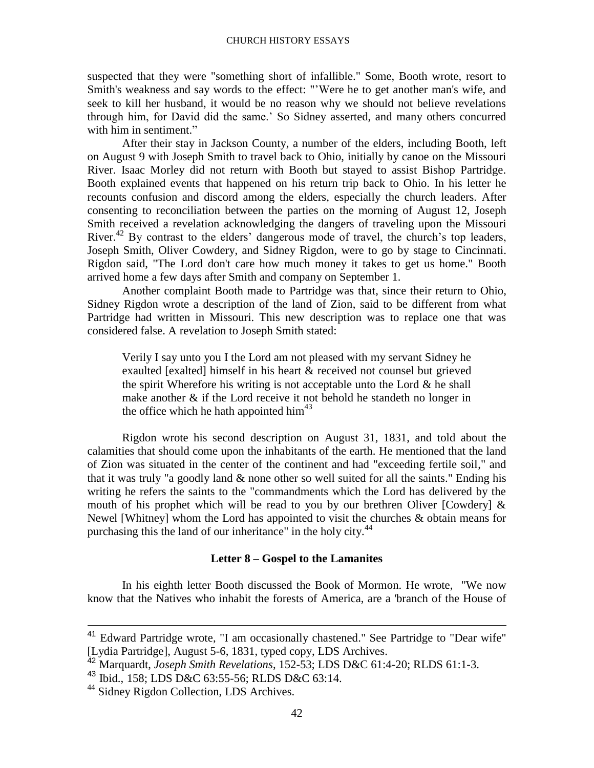suspected that they were "something short of infallible." Some, Booth wrote, resort to Smith's weakness and say words to the effect: "'Were he to get another man's wife, and seek to kill her husband, it would be no reason why we should not believe revelations through him, for David did the same.' So Sidney asserted, and many others concurred with him in sentiment."

After their stay in Jackson County, a number of the elders, including Booth, left on August 9 with Joseph Smith to travel back to Ohio, initially by canoe on the Missouri River. Isaac Morley did not return with Booth but stayed to assist Bishop Partridge. Booth explained events that happened on his return trip back to Ohio. In his letter he recounts confusion and discord among the elders, especially the church leaders. After consenting to reconciliation between the parties on the morning of August 12, Joseph Smith received a revelation acknowledging the dangers of traveling upon the Missouri River.[42] By contrast to the elders' dangerous mode of travel, the church's top leaders, Joseph Smith, Oliver Cowdery, and Sidney Rigdon, were to go by stage to Cincinnati. Rigdon said, "The Lord don't care how much money it takes to get us home." Booth arrived home a few days after Smith and company on September 1.

Another complaint Booth made to Partridge was that, since their return to Ohio, Sidney Rigdon wrote a description of the land of Zion, said to be different from what Partridge had written in Missouri. This new description was to replace one that was considered false. A revelation to Joseph Smith stated:

> Verily I say unto you I the Lord am not pleased with my servant Sidney he exaulted [exalted] himself in his heart & received not counsel but grieved the spirit Wherefore his writing is not acceptable unto the Lord & he shall make another & if the Lord receive it not behold he standeth no longer in the office which he hath appointed him[43]

Rigdon wrote his second description on August 31, 1831, and told about the calamities that should come upon the inhabitants of the earth. He mentioned that the land of Zion was situated in the center of the continent and had "exceeding fertile soil," and that it was truly "a goodly land & none other so well suited for all the saints." Ending his writing he refers the saints to the "commandments which the Lord has delivered by the mouth of his prophet which will be read to you by our brethren Oliver [Cowdery] & Newel [Whitney] whom the Lord has appointed to visit the churches & obtain means for purchasing this the land of our inheritance" in the holy city.[44]

### Letter 8 – Gospel to the Lamanites

In his eighth letter Booth discussed the Book of Mormon. He wrote, "We now know that the Natives who inhabit the forests of America, are a 'branch of the House of

---

[41] Edward Partridge wrote, "I am occasionally chastened." See Partridge to "Dear wife" [Lydia Partridge], August 5-6, 1831, typed copy, LDS Archives.

[42] Marquardt, *Joseph Smith Revelations*, 152-53; LDS D&C 61:4-20; RLDS 61:1-3.

[43] Ibid., 158; LDS D&C 63:55-56; RLDS D&C 63:14.

[44] Sidney Rigdon Collection, LDS Archives.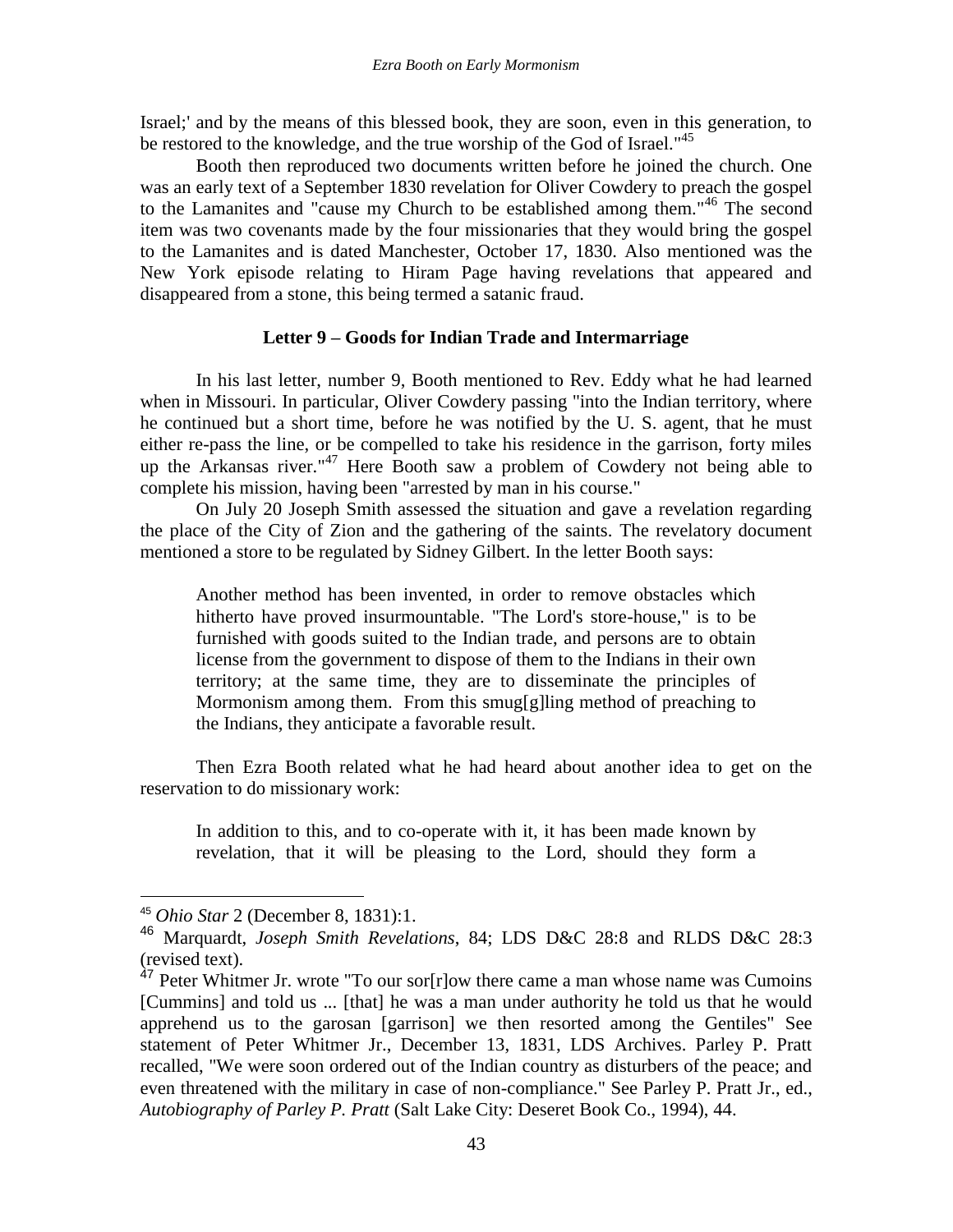Israel;' and by the means of this blessed book, they are soon, even in this generation, to be restored to the knowledge, and the true worship of the God of Israel."[45]

Booth then reproduced two documents written before he joined the church. One was an early text of a September 1830 revelation for Oliver Cowdery to preach the gospel to the Lamanites and "cause my Church to be established among them."[46] The second item was two covenants made by the four missionaries that they would bring the gospel to the Lamanites and is dated Manchester, October 17, 1830. Also mentioned was the New York episode relating to Hiram Page having revelations that appeared and disappeared from a stone, this being termed a satanic fraud.

### Letter 9 – Goods for Indian Trade and Intermarriage

In his last letter, number 9, Booth mentioned to Rev. Eddy what he had learned when in Missouri. In particular, Oliver Cowdery passing "into the Indian territory, where he continued but a short time, before he was notified by the U. S. agent, that he must either re-pass the line, or be compelled to take his residence in the garrison, forty miles up the Arkansas river."[47] Here Booth saw a problem of Cowdery not being able to complete his mission, having been "arrested by man in his course."

On July 20 Joseph Smith assessed the situation and gave a revelation regarding the place of the City of Zion and the gathering of the saints. The revelatory document mentioned a store to be regulated by Sidney Gilbert. In the letter Booth says:

> Another method has been invented, in order to remove obstacles which hitherto have proved insurmountable. "The Lord's store-house," is to be furnished with goods suited to the Indian trade, and persons are to obtain license from the government to dispose of them to the Indians in their own territory; at the same time, they are to disseminate the principles of Mormonism among them. From this smug[g]ling method of preaching to the Indians, they anticipate a favorable result.

Then Ezra Booth related what he had heard about another idea to get on the reservation to do missionary work:

> In addition to this, and to co-operate with it, it has been made known by revelation, that it will be pleasing to the Lord, should they form a

---

[45] *Ohio Star* 2 (December 8, 1831):1.

[46] Marquardt, *Joseph Smith Revelations*, 84; LDS D&C 28:8 and RLDS D&C 28:3 (revised text).

[47] Peter Whitmer Jr. wrote "To our sor[r]ow there came a man whose name was Cumoins [Cummins] and told us ... [that] he was a man under authority he told us that he would apprehend us to the garosan [garrison] we then resorted among the Gentiles" See statement of Peter Whitmer Jr., December 13, 1831, LDS Archives. Parley P. Pratt recalled, "We were soon ordered out of the Indian country as disturbers of the peace; and even threatened with the military in case of non-compliance." See Parley P. Pratt Jr., ed., *Autobiography of Parley P. Pratt* (Salt Lake City: Deseret Book Co., 1994), 44.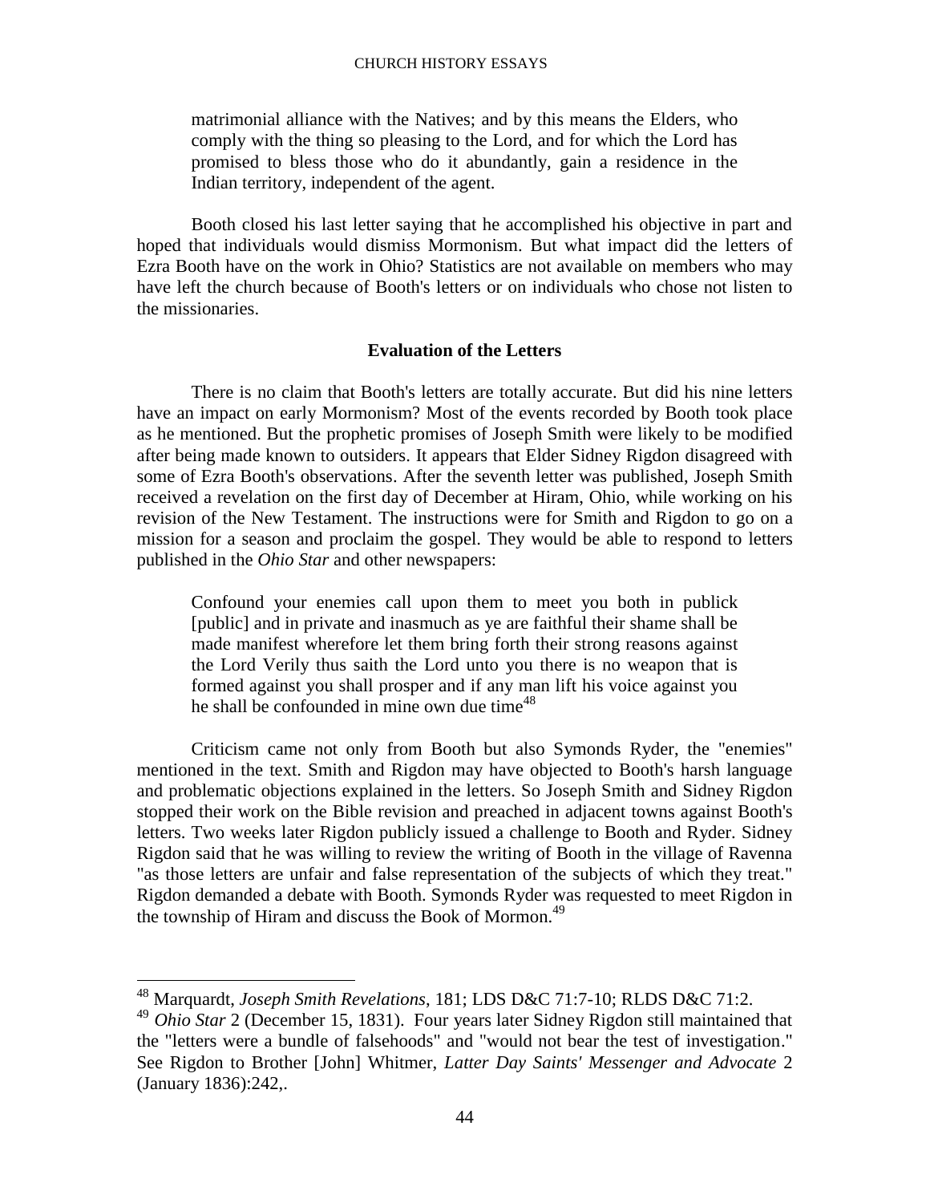> matrimonial alliance with the Natives; and by this means the Elders, who comply with the thing so pleasing to the Lord, and for which the Lord has promised to bless those who do it abundantly, gain a residence in the Indian territory, independent of the agent.

Booth closed his last letter saying that he accomplished his objective in part and hoped that individuals would dismiss Mormonism. But what impact did the letters of Ezra Booth have on the work in Ohio? Statistics are not available on members who may have left the church because of Booth's letters or on individuals who chose not listen to the missionaries.

## Evaluation of the Letters

There is no claim that Booth's letters are totally accurate. But did his nine letters have an impact on early Mormonism? Most of the events recorded by Booth took place as he mentioned. But the prophetic promises of Joseph Smith were likely to be modified after being made known to outsiders. It appears that Elder Sidney Rigdon disagreed with some of Ezra Booth's observations. After the seventh letter was published, Joseph Smith received a revelation on the first day of December at Hiram, Ohio, while working on his revision of the New Testament. The instructions were for Smith and Rigdon to go on a mission for a season and proclaim the gospel. They would be able to respond to letters published in the *Ohio Star* and other newspapers:

> Confound your enemies call upon them to meet you both in publick [public] and in private and inasmuch as ye are faithful their shame shall be made manifest wherefore let them bring forth their strong reasons against the Lord Verily thus saith the Lord unto you there is no weapon that is formed against you shall prosper and if any man lift his voice against you he shall be confounded in mine own due time[48]

Criticism came not only from Booth but also Symonds Ryder, the "enemies" mentioned in the text. Smith and Rigdon may have objected to Booth's harsh language and problematic objections explained in the letters. So Joseph Smith and Sidney Rigdon stopped their work on the Bible revision and preached in adjacent towns against Booth's letters. Two weeks later Rigdon publicly issued a challenge to Booth and Ryder. Sidney Rigdon said that he was willing to review the writing of Booth in the village of Ravenna "as those letters are unfair and false representation of the subjects of which they treat." Rigdon demanded a debate with Booth. Symonds Ryder was requested to meet Rigdon in the township of Hiram and discuss the Book of Mormon.[49]

---

[48] Marquardt, *Joseph Smith Revelations*, 181; LDS D&C 71:7-10; RLDS D&C 71:2.

[49] *Ohio Star* 2 (December 15, 1831). Four years later Sidney Rigdon still maintained that the "letters were a bundle of falsehoods" and "would not bear the test of investigation." See Rigdon to Brother [John] Whitmer, *Latter Day Saints' Messenger and Advocate* 2 (January 1836):242,.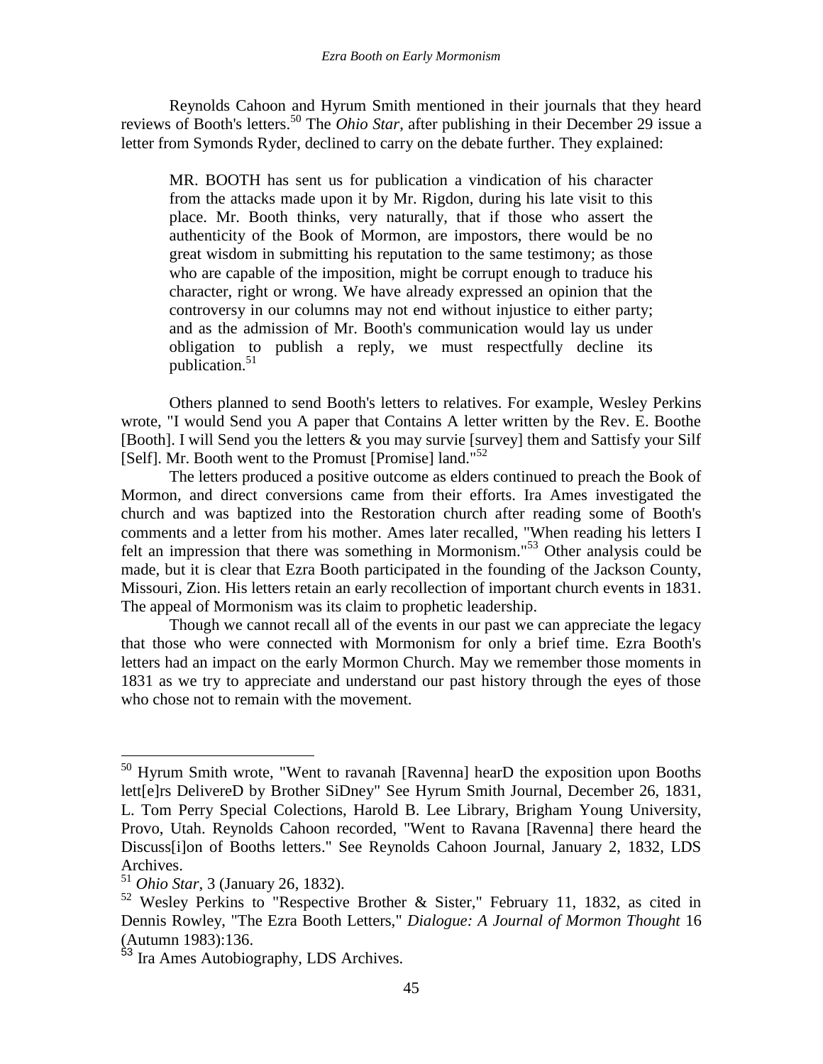Reynolds Cahoon and Hyrum Smith mentioned in their journals that they heard reviews of Booth's letters.[50] The *Ohio Star*, after publishing in their December 29 issue a letter from Symonds Ryder, declined to carry on the debate further. They explained:

> MR. BOOTH has sent us for publication a vindication of his character from the attacks made upon it by Mr. Rigdon, during his late visit to this place. Mr. Booth thinks, very naturally, that if those who assert the authenticity of the Book of Mormon, are impostors, there would be no great wisdom in submitting his reputation to the same testimony; as those who are capable of the imposition, might be corrupt enough to traduce his character, right or wrong. We have already expressed an opinion that the controversy in our columns may not end without injustice to either party; and as the admission of Mr. Booth's communication would lay us under obligation to publish a reply, we must respectfully decline its publication.[51]

Others planned to send Booth's letters to relatives. For example, Wesley Perkins wrote, "I would Send you A paper that Contains A letter written by the Rev. E. Boothe [Booth]. I will Send you the letters & you may survie [survey] them and Sattisfy your Silf [Self]. Mr. Booth went to the Promust [Promise] land."[52]

The letters produced a positive outcome as elders continued to preach the Book of Mormon, and direct conversions came from their efforts. Ira Ames investigated the church and was baptized into the Restoration church after reading some of Booth's comments and a letter from his mother. Ames later recalled, "When reading his letters I felt an impression that there was something in Mormonism."[53] Other analysis could be made, but it is clear that Ezra Booth participated in the founding of the Jackson County, Missouri, Zion. His letters retain an early recollection of important church events in 1831. The appeal of Mormonism was its claim to prophetic leadership.

Though we cannot recall all of the events in our past we can appreciate the legacy that those who were connected with Mormonism for only a brief time. Ezra Booth's letters had an impact on the early Mormon Church. May we remember those moments in 1831 as we try to appreciate and understand our past history through the eyes of those who chose not to remain with the movement.

---

[50] Hyrum Smith wrote, "Went to ravanah [Ravenna] hearD the exposition upon Booths lett[e]rs DelivereD by Brother SiDney" See Hyrum Smith Journal, December 26, 1831, L. Tom Perry Special Colections, Harold B. Lee Library, Brigham Young University, Provo, Utah. Reynolds Cahoon recorded, "Went to Ravana [Ravenna] there heard the Discuss[i]on of Booths letters." See Reynolds Cahoon Journal, January 2, 1832, LDS Archives.

[51] *Ohio Star*, 3 (January 26, 1832).

[52] Wesley Perkins to "Respective Brother & Sister," February 11, 1832, as cited in Dennis Rowley, "The Ezra Booth Letters," *Dialogue: A Journal of Mormon Thought* 16 (Autumn 1983):136.

[53] Ira Ames Autobiography, LDS Archives.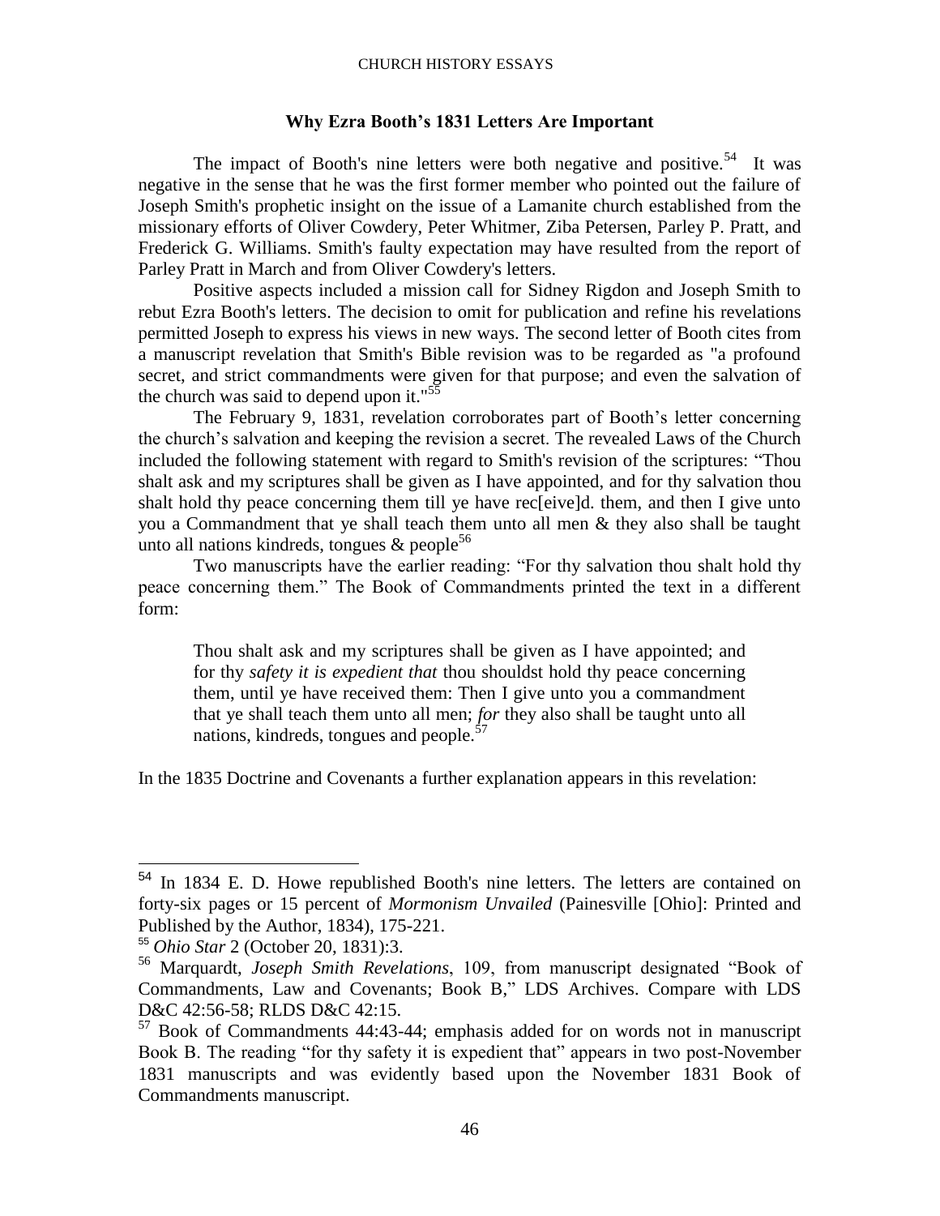### Why Ezra Booth's 1831 Letters Are Important

The impact of Booth's nine letters were both negative and positive.[54] It was negative in the sense that he was the first former member who pointed out the failure of Joseph Smith's prophetic insight on the issue of a Lamanite church established from the missionary efforts of Oliver Cowdery, Peter Whitmer, Ziba Petersen, Parley P. Pratt, and Frederick G. Williams. Smith's faulty expectation may have resulted from the report of Parley Pratt in March and from Oliver Cowdery's letters.

Positive aspects included a mission call for Sidney Rigdon and Joseph Smith to rebut Ezra Booth's letters. The decision to omit for publication and refine his revelations permitted Joseph to express his views in new ways. The second letter of Booth cites from a manuscript revelation that Smith's Bible revision was to be regarded as "a profound secret, and strict commandments were given for that purpose; and even the salvation of the church was said to depend upon it."[55]

The February 9, 1831, revelation corroborates part of Booth's letter concerning the church's salvation and keeping the revision a secret. The revealed Laws of the Church included the following statement with regard to Smith's revision of the scriptures: "Thou shalt ask and my scriptures shall be given as I have appointed, and for thy salvation thou shalt hold thy peace concerning them till ye have rec[eive]d. them, and then I give unto you a Commandment that ye shall teach them unto all men & they also shall be taught unto all nations kindreds, tongues & people[56]

Two manuscripts have the earlier reading: "For thy salvation thou shalt hold thy peace concerning them." The Book of Commandments printed the text in a different form:

> Thou shalt ask and my scriptures shall be given as I have appointed; and for thy *safety it is expedient that* thou shouldst hold thy peace concerning them, until ye have received them: Then I give unto you a commandment that ye shall teach them unto all men; *for* they also shall be taught unto all nations, kindreds, tongues and people.[57]

In the 1835 Doctrine and Covenants a further explanation appears in this revelation:

---

[54] In 1834 E. D. Howe republished Booth's nine letters. The letters are contained on forty-six pages or 15 percent of *Mormonism Unvailed* (Painesville [Ohio]: Printed and Published by the Author, 1834), 175-221.

[55] *Ohio Star* 2 (October 20, 1831):3.

[56] Marquardt, *Joseph Smith Revelations*, 109, from manuscript designated "Book of Commandments, Law and Covenants; Book B," LDS Archives. Compare with LDS D&C 42:56-58; RLDS D&C 42:15.

[57] Book of Commandments 44:43-44; emphasis added for on words not in manuscript Book B. The reading "for thy safety it is expedient that" appears in two post-November 1831 manuscripts and was evidently based upon the November 1831 Book of Commandments manuscript.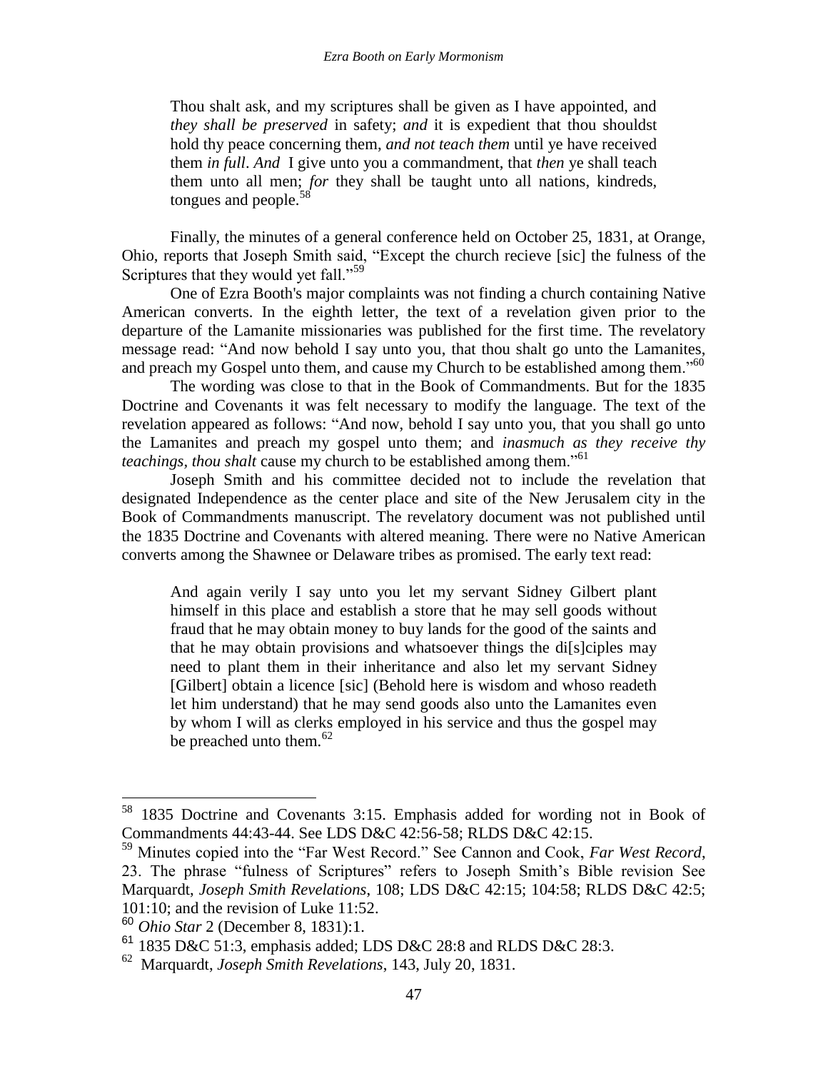> Thou shalt ask, and my scriptures shall be given as I have appointed, and *they shall be preserved* in safety; *and* it is expedient that thou shouldst hold thy peace concerning them, *and not teach them* until ye have received them *in full*. *And* I give unto you a commandment, that *then* ye shall teach them unto all men; *for* they shall be taught unto all nations, kindreds, tongues and people.[58]

Finally, the minutes of a general conference held on October 25, 1831, at Orange, Ohio, reports that Joseph Smith said, "Except the church recieve [sic] the fulness of the Scriptures that they would yet fall."[59]

One of Ezra Booth's major complaints was not finding a church containing Native American converts. In the eighth letter, the text of a revelation given prior to the departure of the Lamanite missionaries was published for the first time. The revelatory message read: "And now behold I say unto you, that thou shalt go unto the Lamanites, and preach my Gospel unto them, and cause my Church to be established among them."[60]

The wording was close to that in the Book of Commandments. But for the 1835 Doctrine and Covenants it was felt necessary to modify the language. The text of the revelation appeared as follows: "And now, behold I say unto you, that you shall go unto the Lamanites and preach my gospel unto them; and *inasmuch as they receive thy teachings, thou shalt* cause my church to be established among them."[61]

Joseph Smith and his committee decided not to include the revelation that designated Independence as the center place and site of the New Jerusalem city in the Book of Commandments manuscript. The revelatory document was not published until the 1835 Doctrine and Covenants with altered meaning. There were no Native American converts among the Shawnee or Delaware tribes as promised. The early text read:

> And again verily I say unto you let my servant Sidney Gilbert plant himself in this place and establish a store that he may sell goods without fraud that he may obtain money to buy lands for the good of the saints and that he may obtain provisions and whatsoever things the di[s]ciples may need to plant them in their inheritance and also let my servant Sidney [Gilbert] obtain a licence [sic] (Behold here is wisdom and whoso readeth let him understand) that he may send goods also unto the Lamanites even by whom I will as clerks employed in his service and thus the gospel may be preached unto them.[62]

---

[58] 1835 Doctrine and Covenants 3:15. Emphasis added for wording not in Book of Commandments 44:43-44. See LDS D&C 42:56-58; RLDS D&C 42:15.

[59] Minutes copied into the "Far West Record." See Cannon and Cook, *Far West Record*, 23. The phrase "fulness of Scriptures" refers to Joseph Smith's Bible revision See Marquardt, *Joseph Smith Revelations*, 108; LDS D&C 42:15; 104:58; RLDS D&C 42:5; 101:10; and the revision of Luke 11:52.

[60] *Ohio Star* 2 (December 8, 1831):1.

[61] 1835 D&C 51:3, emphasis added; LDS D&C 28:8 and RLDS D&C 28:3.

[62] Marquardt, *Joseph Smith Revelations*, 143, July 20, 1831.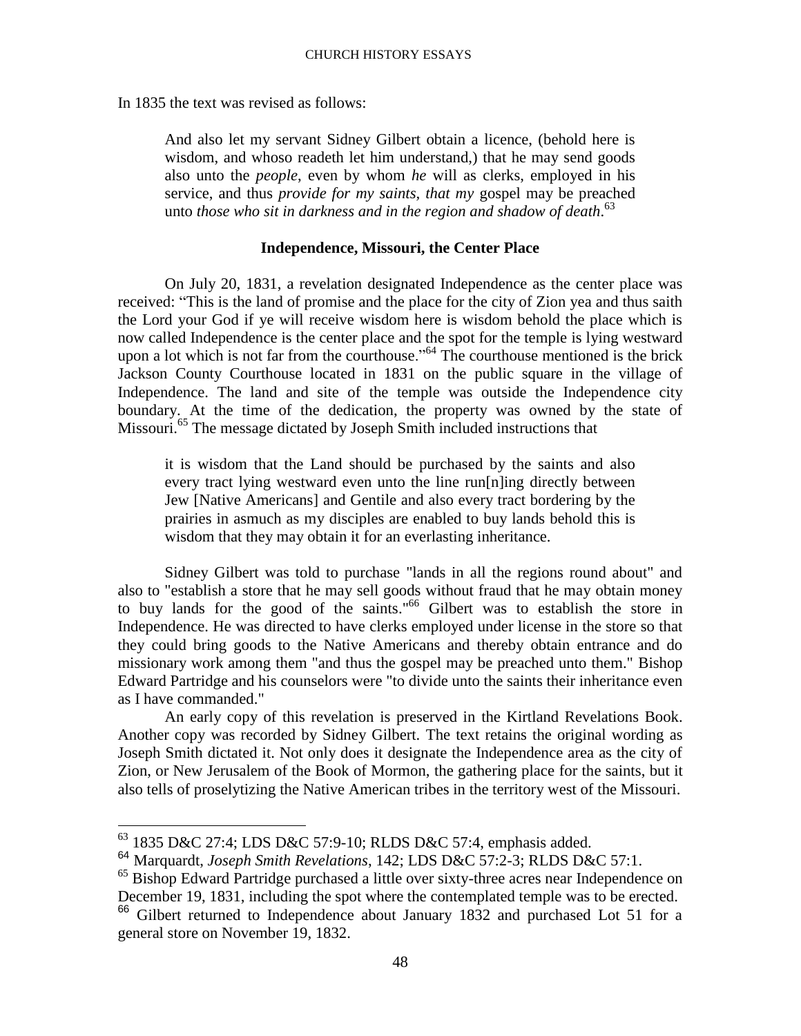In 1835 the text was revised as follows:

> And also let my servant Sidney Gilbert obtain a licence, (behold here is wisdom, and whoso readeth let him understand,) that he may send goods also unto the *people*, even by whom *he* will as clerks, employed in his service, and thus *provide for my saints, that my* gospel may be preached unto *those who sit in darkness and in the region and shadow of death*.[63]

### Independence, Missouri, the Center Place

On July 20, 1831, a revelation designated Independence as the center place was received: "This is the land of promise and the place for the city of Zion yea and thus saith the Lord your God if ye will receive wisdom here is wisdom behold the place which is now called Independence is the center place and the spot for the temple is lying westward upon a lot which is not far from the courthouse."[64] The courthouse mentioned is the brick Jackson County Courthouse located in 1831 on the public square in the village of Independence. The land and site of the temple was outside the Independence city boundary. At the time of the dedication, the property was owned by the state of Missouri.[65] The message dictated by Joseph Smith included instructions that

> it is wisdom that the Land should be purchased by the saints and also every tract lying westward even unto the line run[n]ing directly between Jew [Native Americans] and Gentile and also every tract bordering by the prairies in asmuch as my disciples are enabled to buy lands behold this is wisdom that they may obtain it for an everlasting inheritance.

Sidney Gilbert was told to purchase "lands in all the regions round about" and also to "establish a store that he may sell goods without fraud that he may obtain money to buy lands for the good of the saints."[66] Gilbert was to establish the store in Independence. He was directed to have clerks employed under license in the store so that they could bring goods to the Native Americans and thereby obtain entrance and do missionary work among them "and thus the gospel may be preached unto them." Bishop Edward Partridge and his counselors were "to divide unto the saints their inheritance even as I have commanded."

An early copy of this revelation is preserved in the Kirtland Revelations Book. Another copy was recorded by Sidney Gilbert. The text retains the original wording as Joseph Smith dictated it. Not only does it designate the Independence area as the city of Zion, or New Jerusalem of the Book of Mormon, the gathering place for the saints, but it also tells of proselytizing the Native American tribes in the territory west of the Missouri.

---

[63] 1835 D&C 27:4; LDS D&C 57:9-10; RLDS D&C 57:4, emphasis added.

[64] Marquardt, *Joseph Smith Revelations*, 142; LDS D&C 57:2-3; RLDS D&C 57:1.

[65] Bishop Edward Partridge purchased a little over sixty-three acres near Independence on December 19, 1831, including the spot where the contemplated temple was to be erected.

[66] Gilbert returned to Independence about January 1832 and purchased Lot 51 for a general store on November 19, 1832.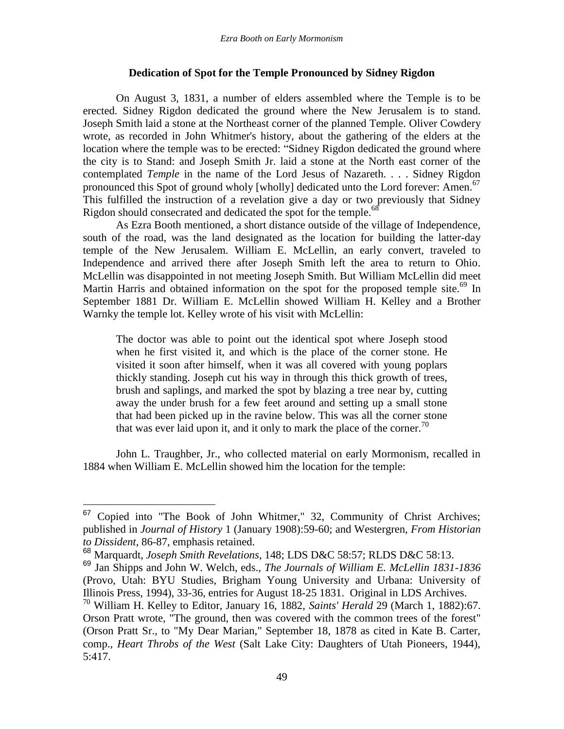### Dedication of Spot for the Temple Pronounced by Sidney Rigdon

On August 3, 1831, a number of elders assembled where the Temple is to be erected. Sidney Rigdon dedicated the ground where the New Jerusalem is to stand. Joseph Smith laid a stone at the Northeast corner of the planned Temple. Oliver Cowdery wrote, as recorded in John Whitmer's history, about the gathering of the elders at the location where the temple was to be erected: "Sidney Rigdon dedicated the ground where the city is to Stand: and Joseph Smith Jr. laid a stone at the North east corner of the contemplated *Temple* in the name of the Lord Jesus of Nazareth. . . . Sidney Rigdon pronounced this Spot of ground wholy [wholly] dedicated unto the Lord forever: Amen.[67] This fulfilled the instruction of a revelation give a day or two previously that Sidney Rigdon should consecrated and dedicated the spot for the temple.[68]

As Ezra Booth mentioned, a short distance outside of the village of Independence, south of the road, was the land designated as the location for building the latter-day temple of the New Jerusalem. William E. McLellin, an early convert, traveled to Independence and arrived there after Joseph Smith left the area to return to Ohio. McLellin was disappointed in not meeting Joseph Smith. But William McLellin did meet Martin Harris and obtained information on the spot for the proposed temple site.[69] In September 1881 Dr. William E. McLellin showed William H. Kelley and a Brother Warnky the temple lot. Kelley wrote of his visit with McLellin:

> The doctor was able to point out the identical spot where Joseph stood when he first visited it, and which is the place of the corner stone. He visited it soon after himself, when it was all covered with young poplars thickly standing. Joseph cut his way in through this thick growth of trees, brush and saplings, and marked the spot by blazing a tree near by, cutting away the under brush for a few feet around and setting up a small stone that had been picked up in the ravine below. This was all the corner stone that was ever laid upon it, and it only to mark the place of the corner.[70]

John L. Traughber, Jr., who collected material on early Mormonism, recalled in 1884 when William E. McLellin showed him the location for the temple:

---

[67] Copied into "The Book of John Whitmer," 32, Community of Christ Archives; published in *Journal of History* 1 (January 1908):59-60; and Westergren, *From Historian to Dissident*, 86-87, emphasis retained.

[68] Marquardt, *Joseph Smith Revelations*, 148; LDS D&C 58:57; RLDS D&C 58:13.

[69] Jan Shipps and John W. Welch, eds., *The Journals of William E. McLellin 1831-1836* (Provo, Utah: BYU Studies, Brigham Young University and Urbana: University of Illinois Press, 1994), 33-36, entries for August 18-25 1831. Original in LDS Archives.

[70] William H. Kelley to Editor, January 16, 1882, *Saints' Herald* 29 (March 1, 1882):67. Orson Pratt wrote, "The ground, then was covered with the common trees of the forest" (Orson Pratt Sr., to "My Dear Marian," September 18, 1878 as cited in Kate B. Carter, comp., *Heart Throbs of the West* (Salt Lake City: Daughters of Utah Pioneers, 1944), 5:417.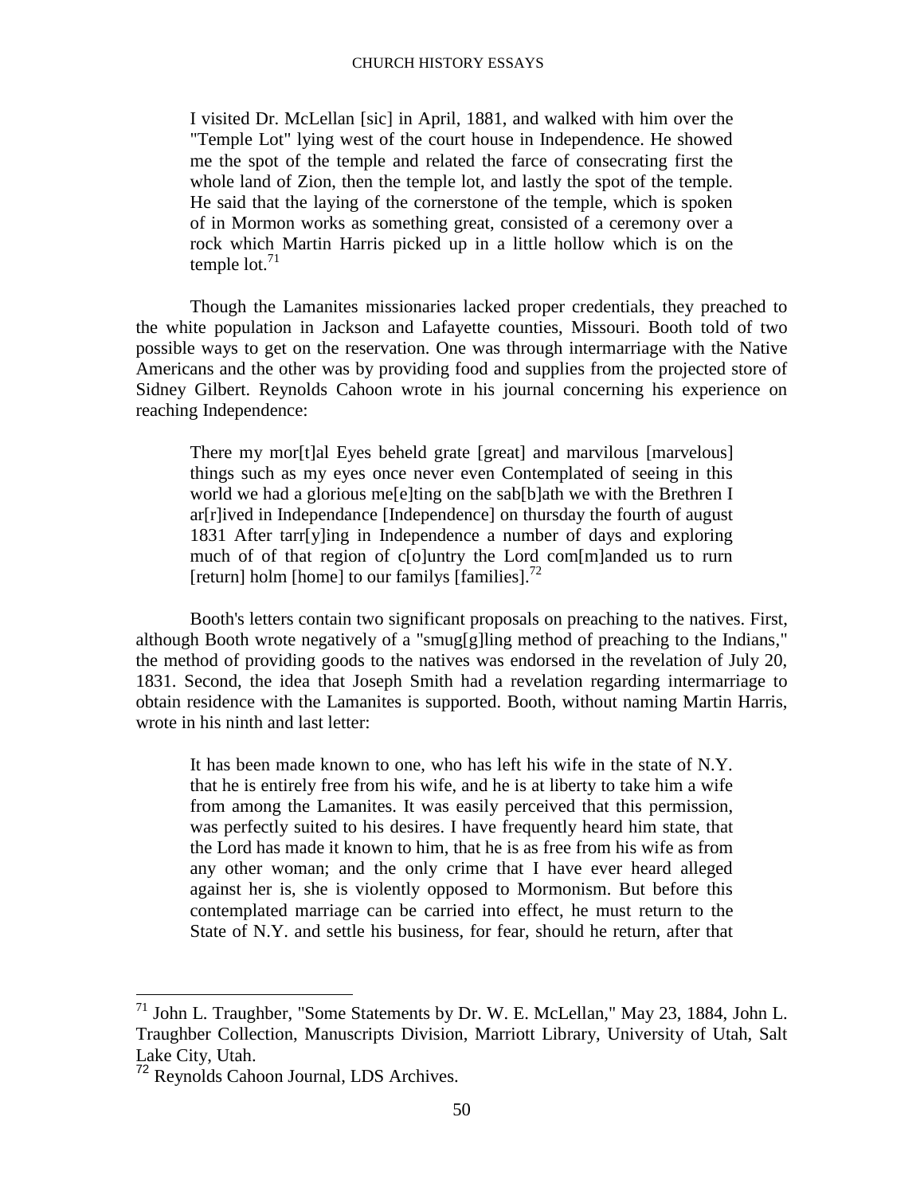> I visited Dr. McLellan [sic] in April, 1881, and walked with him over the "Temple Lot" lying west of the court house in Independence. He showed me the spot of the temple and related the farce of consecrating first the whole land of Zion, then the temple lot, and lastly the spot of the temple. He said that the laying of the cornerstone of the temple, which is spoken of in Mormon works as something great, consisted of a ceremony over a rock which Martin Harris picked up in a little hollow which is on the temple lot.[71]

Though the Lamanites missionaries lacked proper credentials, they preached to the white population in Jackson and Lafayette counties, Missouri. Booth told of two possible ways to get on the reservation. One was through intermarriage with the Native Americans and the other was by providing food and supplies from the projected store of Sidney Gilbert. Reynolds Cahoon wrote in his journal concerning his experience on reaching Independence:

> There my mor[t]al Eyes beheld grate [great] and marvilous [marvelous] things such as my eyes once never even Contemplated of seeing in this world we had a glorious me[e]ting on the sab[b]ath we with the Brethren I ar[r]ived in Independance [Independence] on thursday the fourth of august 1831 After tarr[y]ing in Independence a number of days and exploring much of of that region of c[o]untry the Lord com[m]anded us to rurn [return] holm [home] to our familys [families].[72]

Booth's letters contain two significant proposals on preaching to the natives. First, although Booth wrote negatively of a "smug[g]ling method of preaching to the Indians," the method of providing goods to the natives was endorsed in the revelation of July 20, 1831. Second, the idea that Joseph Smith had a revelation regarding intermarriage to obtain residence with the Lamanites is supported. Booth, without naming Martin Harris, wrote in his ninth and last letter:

> It has been made known to one, who has left his wife in the state of N.Y. that he is entirely free from his wife, and he is at liberty to take him a wife from among the Lamanites. It was easily perceived that this permission, was perfectly suited to his desires. I have frequently heard him state, that the Lord has made it known to him, that he is as free from his wife as from any other woman; and the only crime that I have ever heard alleged against her is, she is violently opposed to Mormonism. But before this contemplated marriage can be carried into effect, he must return to the State of N.Y. and settle his business, for fear, should he return, after that

---

[71] John L. Traughber, "Some Statements by Dr. W. E. McLellan," May 23, 1884, John L. Traughber Collection, Manuscripts Division, Marriott Library, University of Utah, Salt Lake City, Utah.

[72] Reynolds Cahoon Journal, LDS Archives.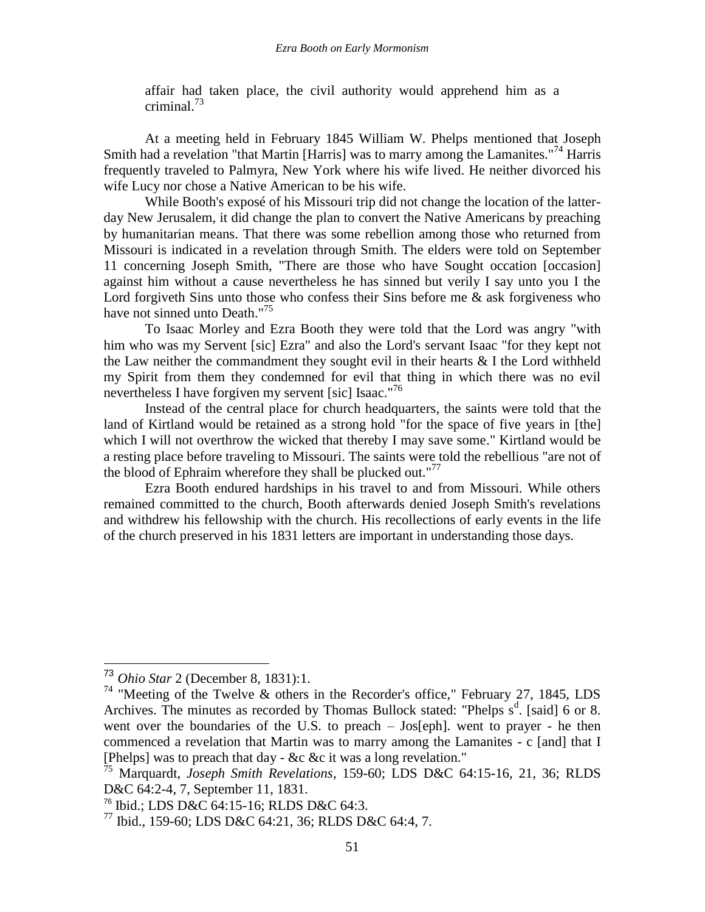affair had taken place, the civil authority would apprehend him as a criminal.[73]

At a meeting held in February 1845 William W. Phelps mentioned that Joseph Smith had a revelation "that Martin [Harris] was to marry among the Lamanites."[74] Harris frequently traveled to Palmyra, New York where his wife lived. He neither divorced his wife Lucy nor chose a Native American to be his wife.

While Booth's exposé of his Missouri trip did not change the location of the latter-day New Jerusalem, it did change the plan to convert the Native Americans by preaching by humanitarian means. That there was some rebellion among those who returned from Missouri is indicated in a revelation through Smith. The elders were told on September 11 concerning Joseph Smith, "There are those who have Sought occation [occasion] against him without a cause nevertheless he has sinned but verily I say unto you I the Lord forgiveth Sins unto those who confess their Sins before me & ask forgiveness who have not sinned unto Death."[75]

To Isaac Morley and Ezra Booth they were told that the Lord was angry "with him who was my Servent [sic] Ezra" and also the Lord's servant Isaac "for they kept not the Law neither the commandment they sought evil in their hearts & I the Lord withheld my Spirit from them they condemned for evil that thing in which there was no evil nevertheless I have forgiven my servent [sic] Isaac."[76]

Instead of the central place for church headquarters, the saints were told that the land of Kirtland would be retained as a strong hold "for the space of five years in [the] which I will not overthrow the wicked that thereby I may save some." Kirtland would be a resting place before traveling to Missouri. The saints were told the rebellious "are not of the blood of Ephraim wherefore they shall be plucked out."[77]

Ezra Booth endured hardships in his travel to and from Missouri. While others remained committed to the church, Booth afterwards denied Joseph Smith's revelations and withdrew his fellowship with the church. His recollections of early events in the life of the church preserved in his 1831 letters are important in understanding those days.

---

[73] *Ohio Star* 2 (December 8, 1831):1.

[74] "Meeting of the Twelve & others in the Recorder's office," February 27, 1845, LDS Archives. The minutes as recorded by Thomas Bullock stated: "Phelps s[d]. [said] 6 or 8. went over the boundaries of the U.S. to preach – Jos[eph]. went to prayer - he then commenced a revelation that Martin was to marry among the Lamanites - c [and] that I [Phelps] was to preach that day - &c &c it was a long revelation."

[75] Marquardt, *Joseph Smith Revelations*, 159-60; LDS D&C 64:15-16, 21, 36; RLDS D&C 64:2-4, 7, September 11, 1831.

[76] Ibid.; LDS D&C 64:15-16; RLDS D&C 64:3.

[77] Ibid., 159-60; LDS D&C 64:21, 36; RLDS D&C 64:4, 7.